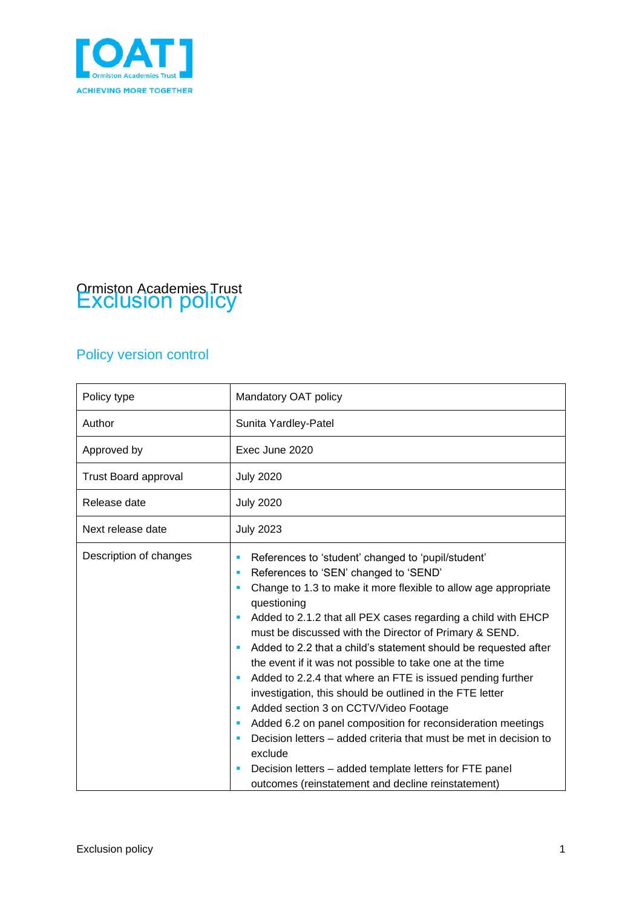[OAT]
Ormiston Academies Trust
ACHIEVING MORE TOGETHER

# Ormiston Academies Trust
# Exclusion policy

## Policy version control

| Policy type | Mandatory OAT policy |
|---|---|
| Author | Sunita Yardley-Patel |
| Approved by | Exec June 2020 |
| Trust Board approval | July 2020 |
| Release date | July 2020 |
| Next release date | July 2023 |
| Description of changes | ▪ References to 'student' changed to 'pupil/student'<br>▪ References to 'SEN' changed to 'SEND'<br>▪ Change to 1.3 to make it more flexible to allow age appropriate questioning<br>▪ Added to 2.1.2 that all PEX cases regarding a child with EHCP must be discussed with the Director of Primary & SEND.<br>▪ Added to 2.2 that a child's statement should be requested after the event if it was not possible to take one at the time<br>▪ Added to 2.2.4 that where an FTE is issued pending further investigation, this should be outlined in the FTE letter<br>▪ Added section 3 on CCTV/Video Footage<br>▪ Added 6.2 on panel composition for reconsideration meetings<br>▪ Decision letters – added criteria that must be met in decision to exclude<br>▪ Decision letters – added template letters for FTE panel outcomes (reinstatement and decline reinstatement) |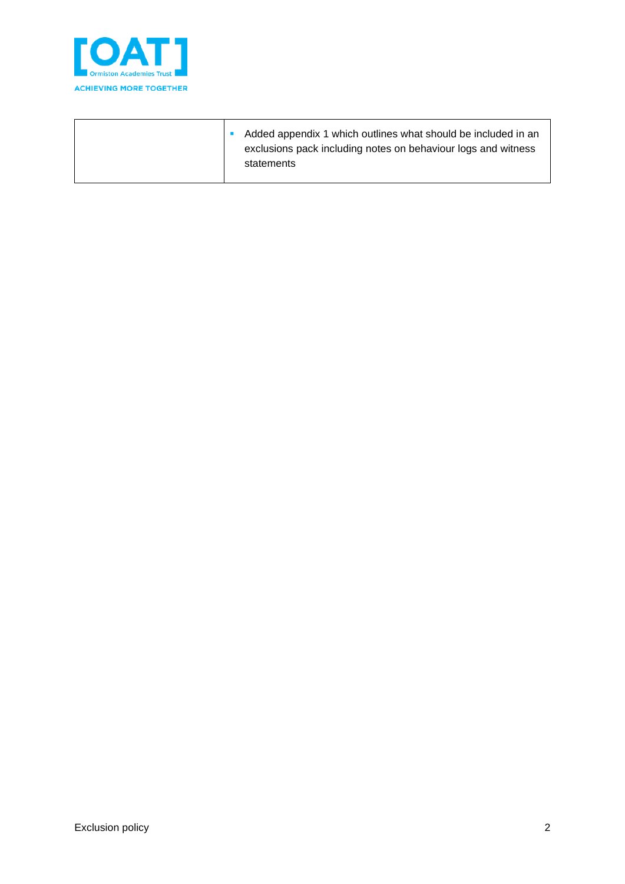|  |  |
| --- | --- |
|  | - Added appendix 1 which outlines what should be included in an exclusions pack including notes on behaviour logs and witness statements |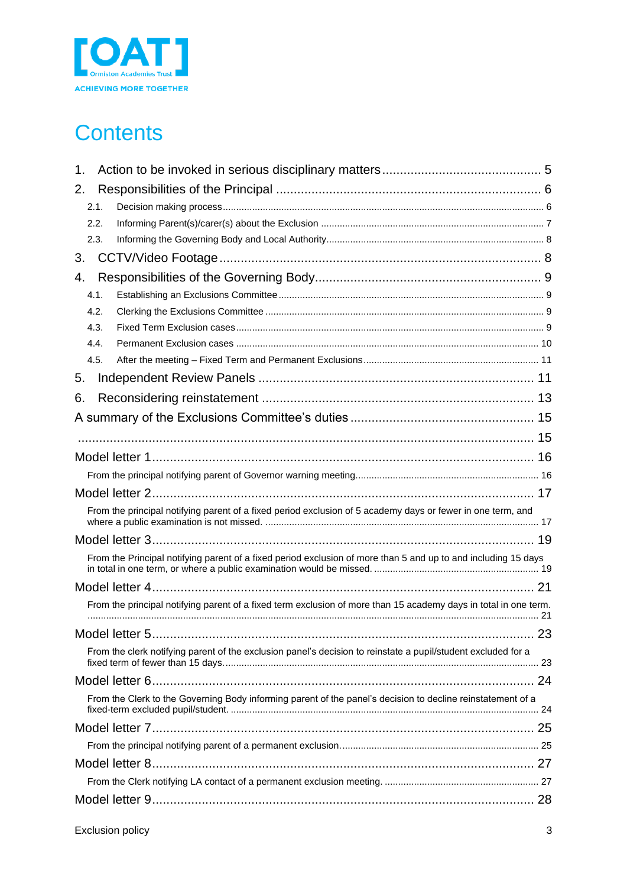# Contents

1. Action to be invoked in serious disciplinary matters ........ 5
2. Responsibilities of the Principal ........ 6
   - 2.1. Decision making process ........ 6
   - 2.2. Informing Parent(s)/carer(s) about the Exclusion ........ 7
   - 2.3. Informing the Governing Body and Local Authority ........ 8
3. CCTV/Video Footage ........ 8
4. Responsibilities of the Governing Body ........ 9
   - 4.1. Establishing an Exclusions Committee ........ 9
   - 4.2. Clerking the Exclusions Committee ........ 9
   - 4.3. Fixed Term Exclusion cases ........ 9
   - 4.4. Permanent Exclusion cases ........ 10
   - 4.5. After the meeting – Fixed Term and Permanent Exclusions ........ 11
5. Independent Review Panels ........ 11
6. Reconsidering reinstatement ........ 13

A summary of the Exclusions Committee's duties ........ 15

........ 15

Model letter 1 ........ 16

- From the principal notifying parent of Governor warning meeting ........ 16

Model letter 2 ........ 17

- From the principal notifying parent of a fixed period exclusion of 5 academy days or fewer in one term, and where a public examination is not missed. ........ 17

Model letter 3 ........ 19

- From the Principal notifying parent of a fixed period exclusion of more than 5 and up to and including 15 days in total in one term, or where a public examination would be missed. ........ 19

Model letter 4 ........ 21

- From the principal notifying parent of a fixed term exclusion of more than 15 academy days in total in one term. ........ 21

Model letter 5 ........ 23

- From the clerk notifying parent of the exclusion panel's decision to reinstate a pupil/student excluded for a fixed term of fewer than 15 days. ........ 23

Model letter 6 ........ 24

- From the Clerk to the Governing Body informing parent of the panel's decision to decline reinstatement of a fixed-term excluded pupil/student. ........ 24

Model letter 7 ........ 25

- From the principal notifying parent of a permanent exclusion. ........ 25

Model letter 8 ........ 27

- From the Clerk notifying LA contact of a permanent exclusion meeting. ........ 27

Model letter 9 ........ 28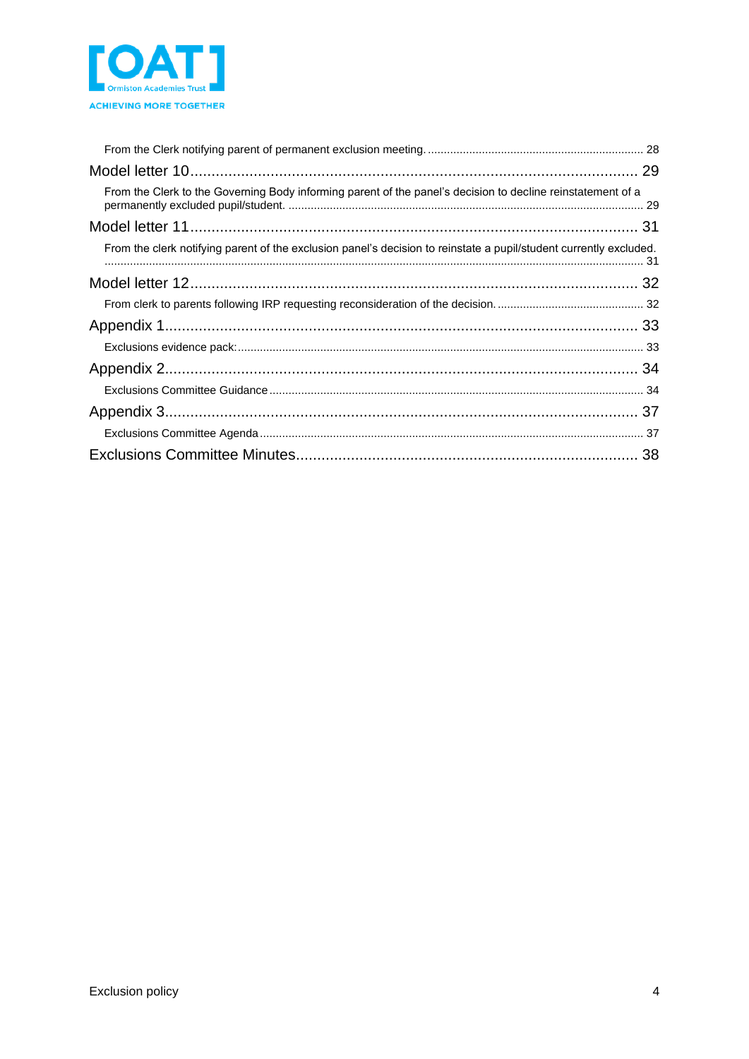From the Clerk notifying parent of permanent exclusion meeting. ........ 28

Model letter 10 ........ 29

From the Clerk to the Governing Body informing parent of the panel's decision to decline reinstatement of a permanently excluded pupil/student. ........ 29

Model letter 11 ........ 31

From the clerk notifying parent of the exclusion panel's decision to reinstate a pupil/student currently excluded. ........ 31

Model letter 12 ........ 32

From clerk to parents following IRP requesting reconsideration of the decision. ........ 32

Appendix 1 ........ 33

Exclusions evidence pack: ........ 33

Appendix 2 ........ 34

Exclusions Committee Guidance ........ 34

Appendix 3 ........ 37

Exclusions Committee Agenda ........ 37

Exclusions Committee Minutes ........ 38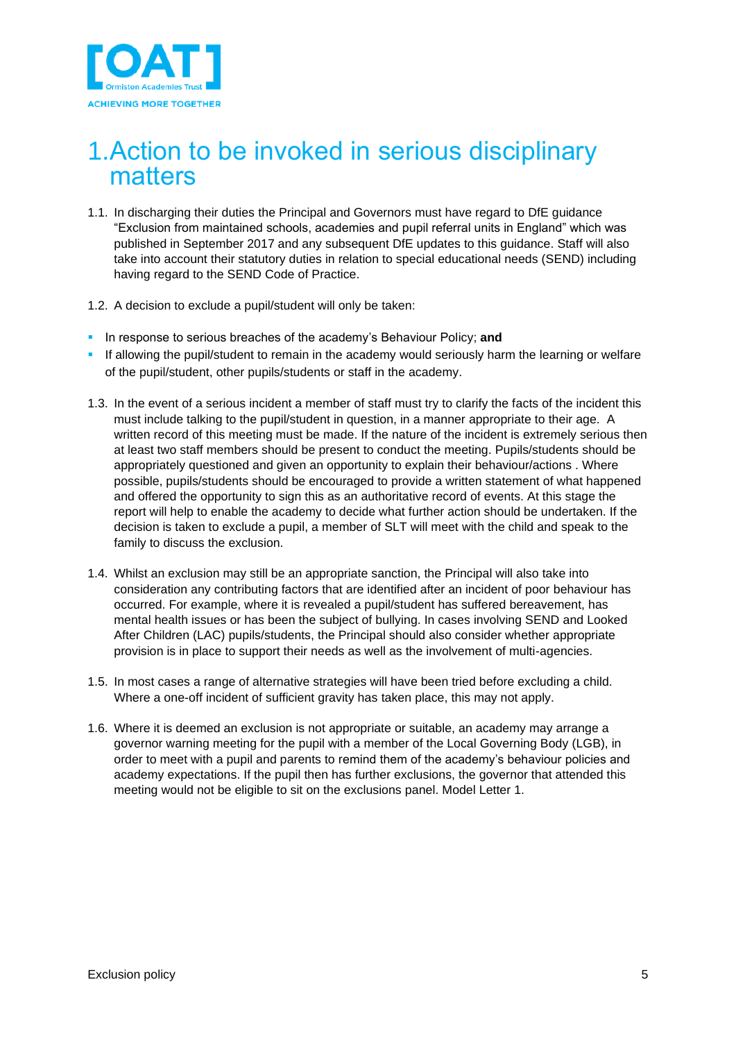# 1. Action to be invoked in serious disciplinary matters

1.1. In discharging their duties the Principal and Governors must have regard to DfE guidance "Exclusion from maintained schools, academies and pupil referral units in England" which was published in September 2017 and any subsequent DfE updates to this guidance. Staff will also take into account their statutory duties in relation to special educational needs (SEND) including having regard to the SEND Code of Practice.

1.2. A decision to exclude a pupil/student will only be taken:

- In response to serious breaches of the academy's Behaviour Policy; **and**
- If allowing the pupil/student to remain in the academy would seriously harm the learning or welfare of the pupil/student, other pupils/students or staff in the academy.

1.3. In the event of a serious incident a member of staff must try to clarify the facts of the incident this must include talking to the pupil/student in question, in a manner appropriate to their age. A written record of this meeting must be made. If the nature of the incident is extremely serious then at least two staff members should be present to conduct the meeting. Pupils/students should be appropriately questioned and given an opportunity to explain their behaviour/actions . Where possible, pupils/students should be encouraged to provide a written statement of what happened and offered the opportunity to sign this as an authoritative record of events. At this stage the report will help to enable the academy to decide what further action should be undertaken. If the decision is taken to exclude a pupil, a member of SLT will meet with the child and speak to the family to discuss the exclusion.

1.4. Whilst an exclusion may still be an appropriate sanction, the Principal will also take into consideration any contributing factors that are identified after an incident of poor behaviour has occurred. For example, where it is revealed a pupil/student has suffered bereavement, has mental health issues or has been the subject of bullying. In cases involving SEND and Looked After Children (LAC) pupils/students, the Principal should also consider whether appropriate provision is in place to support their needs as well as the involvement of multi-agencies.

1.5. In most cases a range of alternative strategies will have been tried before excluding a child. Where a one-off incident of sufficient gravity has taken place, this may not apply.

1.6. Where it is deemed an exclusion is not appropriate or suitable, an academy may arrange a governor warning meeting for the pupil with a member of the Local Governing Body (LGB), in order to meet with a pupil and parents to remind them of the academy's behaviour policies and academy expectations. If the pupil then has further exclusions, the governor that attended this meeting would not be eligible to sit on the exclusions panel. Model Letter 1.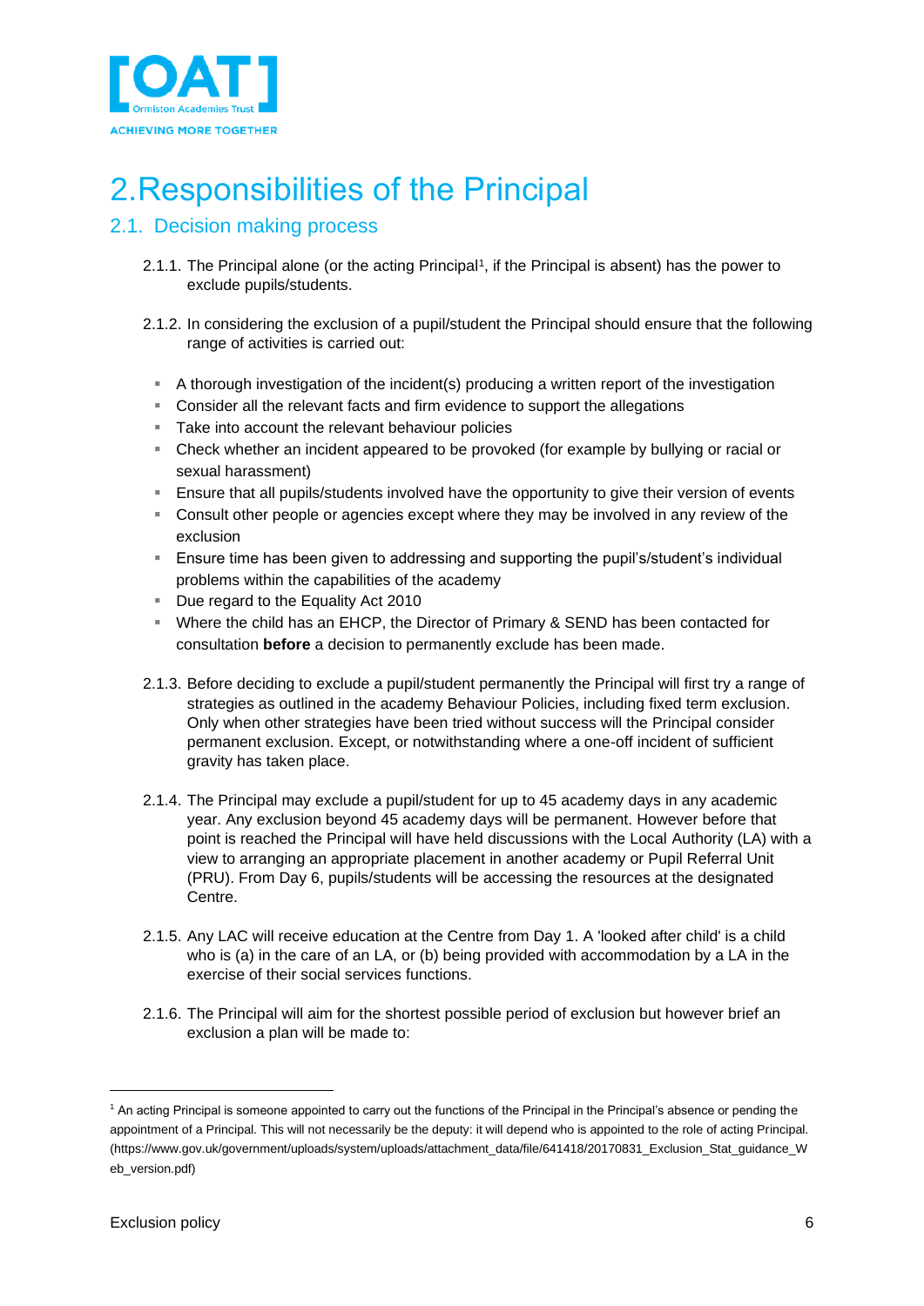# 2. Responsibilities of the Principal

## 2.1. Decision making process

2.1.1. The Principal alone (or the acting Principal[1], if the Principal is absent) has the power to exclude pupils/students.

2.1.2. In considering the exclusion of a pupil/student the Principal should ensure that the following range of activities is carried out:

- A thorough investigation of the incident(s) producing a written report of the investigation
- Consider all the relevant facts and firm evidence to support the allegations
- Take into account the relevant behaviour policies
- Check whether an incident appeared to be provoked (for example by bullying or racial or sexual harassment)
- Ensure that all pupils/students involved have the opportunity to give their version of events
- Consult other people or agencies except where they may be involved in any review of the exclusion
- Ensure time has been given to addressing and supporting the pupil's/student's individual problems within the capabilities of the academy
- Due regard to the Equality Act 2010
- Where the child has an EHCP, the Director of Primary & SEND has been contacted for consultation **before** a decision to permanently exclude has been made.

2.1.3. Before deciding to exclude a pupil/student permanently the Principal will first try a range of strategies as outlined in the academy Behaviour Policies, including fixed term exclusion. Only when other strategies have been tried without success will the Principal consider permanent exclusion. Except, or notwithstanding where a one-off incident of sufficient gravity has taken place.

2.1.4. The Principal may exclude a pupil/student for up to 45 academy days in any academic year. Any exclusion beyond 45 academy days will be permanent. However before that point is reached the Principal will have held discussions with the Local Authority (LA) with a view to arranging an appropriate placement in another academy or Pupil Referral Unit (PRU). From Day 6, pupils/students will be accessing the resources at the designated Centre.

2.1.5. Any LAC will receive education at the Centre from Day 1. A 'looked after child' is a child who is (a) in the care of an LA, or (b) being provided with accommodation by a LA in the exercise of their social services functions.

2.1.6. The Principal will aim for the shortest possible period of exclusion but however brief an exclusion a plan will be made to:

[1] An acting Principal is someone appointed to carry out the functions of the Principal in the Principal's absence or pending the appointment of a Principal. This will not necessarily be the deputy: it will depend who is appointed to the role of acting Principal. (https://www.gov.uk/government/uploads/system/uploads/attachment_data/file/641418/20170831_Exclusion_Stat_guidance_Web_version.pdf)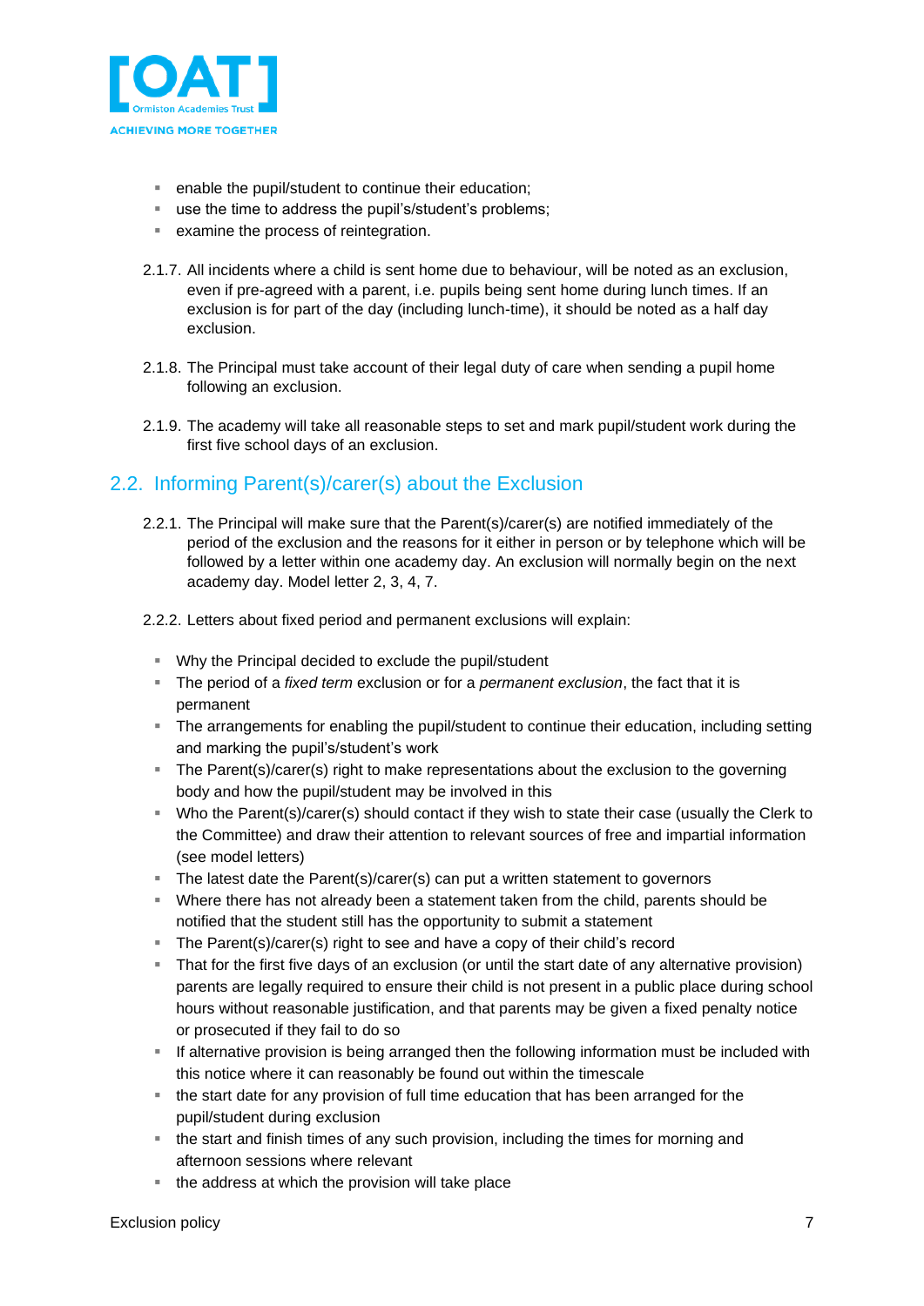- enable the pupil/student to continue their education;
- use the time to address the pupil's/student's problems;
- examine the process of reintegration.

2.1.7. All incidents where a child is sent home due to behaviour, will be noted as an exclusion, even if pre-agreed with a parent, i.e. pupils being sent home during lunch times. If an exclusion is for part of the day (including lunch-time), it should be noted as a half day exclusion.

2.1.8. The Principal must take account of their legal duty of care when sending a pupil home following an exclusion.

2.1.9. The academy will take all reasonable steps to set and mark pupil/student work during the first five school days of an exclusion.

## 2.2. Informing Parent(s)/carer(s) about the Exclusion

2.2.1. The Principal will make sure that the Parent(s)/carer(s) are notified immediately of the period of the exclusion and the reasons for it either in person or by telephone which will be followed by a letter within one academy day. An exclusion will normally begin on the next academy day. Model letter 2, 3, 4, 7.

2.2.2. Letters about fixed period and permanent exclusions will explain:

- Why the Principal decided to exclude the pupil/student
- The period of a *fixed term* exclusion or for a *permanent exclusion*, the fact that it is permanent
- The arrangements for enabling the pupil/student to continue their education, including setting and marking the pupil's/student's work
- The Parent(s)/carer(s) right to make representations about the exclusion to the governing body and how the pupil/student may be involved in this
- Who the Parent(s)/carer(s) should contact if they wish to state their case (usually the Clerk to the Committee) and draw their attention to relevant sources of free and impartial information (see model letters)
- The latest date the Parent(s)/carer(s) can put a written statement to governors
- Where there has not already been a statement taken from the child, parents should be notified that the student still has the opportunity to submit a statement
- The Parent(s)/carer(s) right to see and have a copy of their child's record
- That for the first five days of an exclusion (or until the start date of any alternative provision) parents are legally required to ensure their child is not present in a public place during school hours without reasonable justification, and that parents may be given a fixed penalty notice or prosecuted if they fail to do so
- If alternative provision is being arranged then the following information must be included with this notice where it can reasonably be found out within the timescale
- the start date for any provision of full time education that has been arranged for the pupil/student during exclusion
- the start and finish times of any such provision, including the times for morning and afternoon sessions where relevant
- the address at which the provision will take place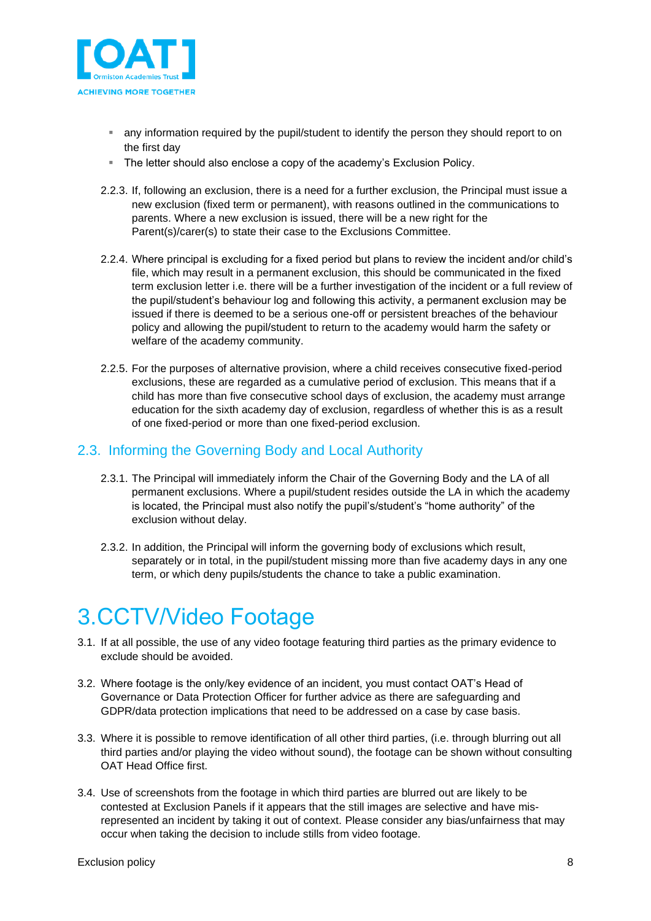- any information required by the pupil/student to identify the person they should report to on the first day
- The letter should also enclose a copy of the academy's Exclusion Policy.

2.2.3. If, following an exclusion, there is a need for a further exclusion, the Principal must issue a new exclusion (fixed term or permanent), with reasons outlined in the communications to parents. Where a new exclusion is issued, there will be a new right for the Parent(s)/carer(s) to state their case to the Exclusions Committee.

2.2.4. Where principal is excluding for a fixed period but plans to review the incident and/or child's file, which may result in a permanent exclusion, this should be communicated in the fixed term exclusion letter i.e. there will be a further investigation of the incident or a full review of the pupil/student's behaviour log and following this activity, a permanent exclusion may be issued if there is deemed to be a serious one-off or persistent breaches of the behaviour policy and allowing the pupil/student to return to the academy would harm the safety or welfare of the academy community.

2.2.5. For the purposes of alternative provision, where a child receives consecutive fixed-period exclusions, these are regarded as a cumulative period of exclusion. This means that if a child has more than five consecutive school days of exclusion, the academy must arrange education for the sixth academy day of exclusion, regardless of whether this is as a result of one fixed-period or more than one fixed-period exclusion.

## 2.3. Informing the Governing Body and Local Authority

2.3.1. The Principal will immediately inform the Chair of the Governing Body and the LA of all permanent exclusions. Where a pupil/student resides outside the LA in which the academy is located, the Principal must also notify the pupil's/student's "home authority" of the exclusion without delay.

2.3.2. In addition, the Principal will inform the governing body of exclusions which result, separately or in total, in the pupil/student missing more than five academy days in any one term, or which deny pupils/students the chance to take a public examination.

# 3. CCTV/Video Footage

3.1. If at all possible, the use of any video footage featuring third parties as the primary evidence to exclude should be avoided.

3.2. Where footage is the only/key evidence of an incident, you must contact OAT's Head of Governance or Data Protection Officer for further advice as there are safeguarding and GDPR/data protection implications that need to be addressed on a case by case basis.

3.3. Where it is possible to remove identification of all other third parties, (i.e. through blurring out all third parties and/or playing the video without sound), the footage can be shown without consulting OAT Head Office first.

3.4. Use of screenshots from the footage in which third parties are blurred out are likely to be contested at Exclusion Panels if it appears that the still images are selective and have mis-represented an incident by taking it out of context. Please consider any bias/unfairness that may occur when taking the decision to include stills from video footage.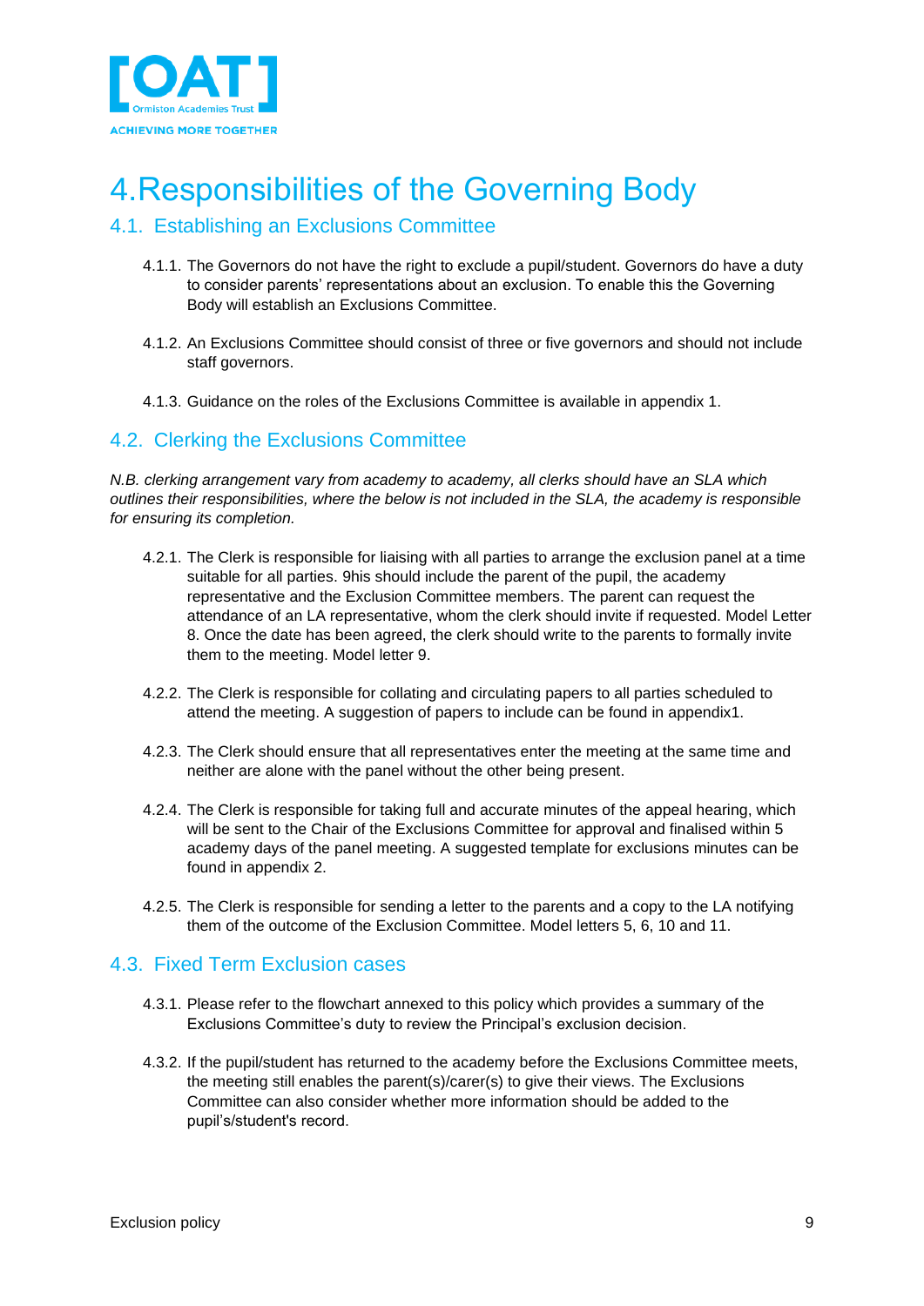# 4. Responsibilities of the Governing Body

## 4.1. Establishing an Exclusions Committee

4.1.1. The Governors do not have the right to exclude a pupil/student. Governors do have a duty to consider parents' representations about an exclusion. To enable this the Governing Body will establish an Exclusions Committee.

4.1.2. An Exclusions Committee should consist of three or five governors and should not include staff governors.

4.1.3. Guidance on the roles of the Exclusions Committee is available in appendix 1.

## 4.2. Clerking the Exclusions Committee

*N.B. clerking arrangement vary from academy to academy, all clerks should have an SLA which outlines their responsibilities, where the below is not included in the SLA, the academy is responsible for ensuring its completion.*

4.2.1. The Clerk is responsible for liaising with all parties to arrange the exclusion panel at a time suitable for all parties. 9his should include the parent of the pupil, the academy representative and the Exclusion Committee members. The parent can request the attendance of an LA representative, whom the clerk should invite if requested. Model Letter 8. Once the date has been agreed, the clerk should write to the parents to formally invite them to the meeting. Model letter 9.

4.2.2. The Clerk is responsible for collating and circulating papers to all parties scheduled to attend the meeting. A suggestion of papers to include can be found in appendix1.

4.2.3. The Clerk should ensure that all representatives enter the meeting at the same time and neither are alone with the panel without the other being present.

4.2.4. The Clerk is responsible for taking full and accurate minutes of the appeal hearing, which will be sent to the Chair of the Exclusions Committee for approval and finalised within 5 academy days of the panel meeting. A suggested template for exclusions minutes can be found in appendix 2.

4.2.5. The Clerk is responsible for sending a letter to the parents and a copy to the LA notifying them of the outcome of the Exclusion Committee. Model letters 5, 6, 10 and 11.

## 4.3. Fixed Term Exclusion cases

4.3.1. Please refer to the flowchart annexed to this policy which provides a summary of the Exclusions Committee's duty to review the Principal's exclusion decision.

4.3.2. If the pupil/student has returned to the academy before the Exclusions Committee meets, the meeting still enables the parent(s)/carer(s) to give their views. The Exclusions Committee can also consider whether more information should be added to the pupil's/student's record.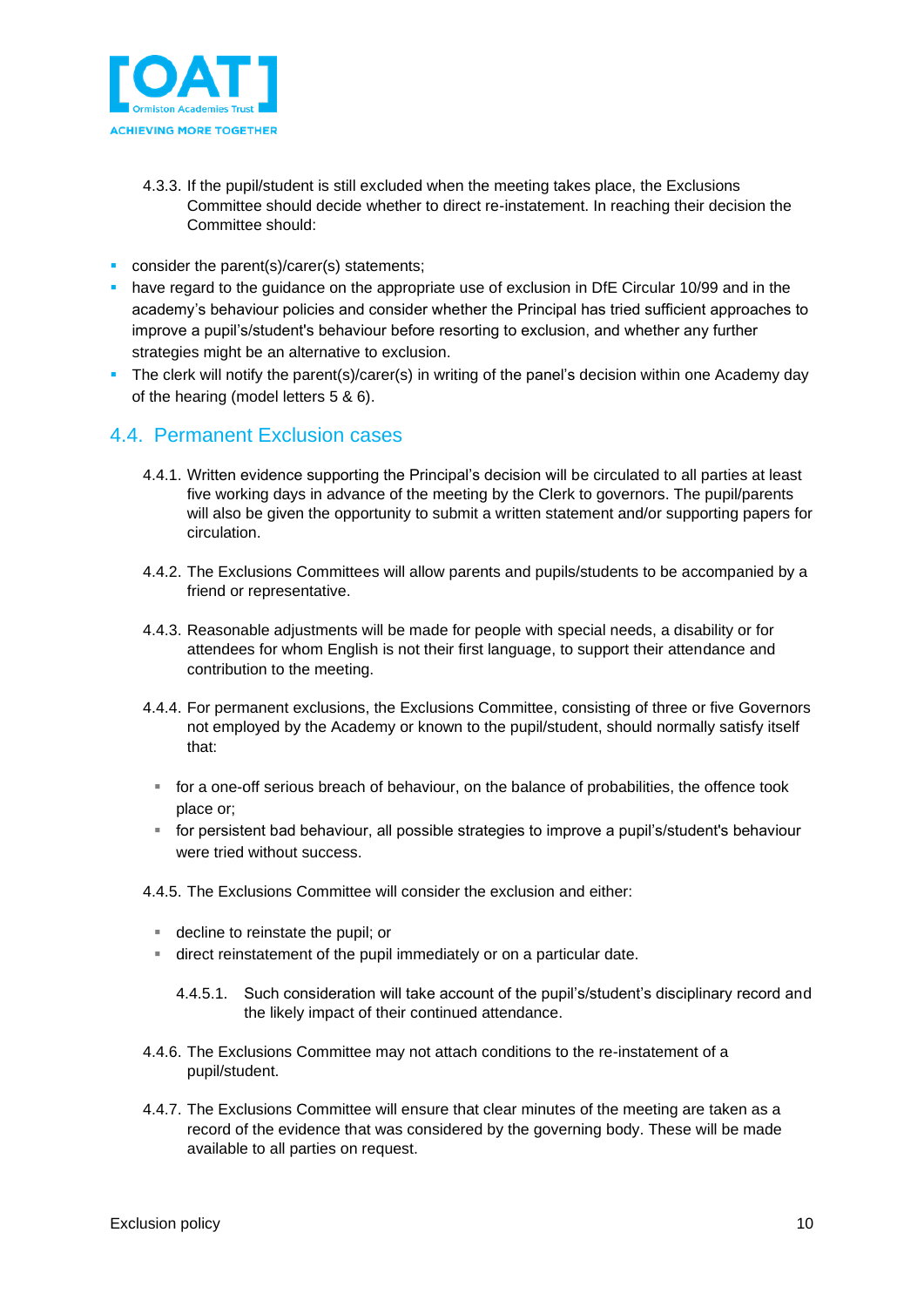4.3.3. If the pupil/student is still excluded when the meeting takes place, the Exclusions Committee should decide whether to direct re-instatement. In reaching their decision the Committee should:

- consider the parent(s)/carer(s) statements;
- have regard to the guidance on the appropriate use of exclusion in DfE Circular 10/99 and in the academy's behaviour policies and consider whether the Principal has tried sufficient approaches to improve a pupil's/student's behaviour before resorting to exclusion, and whether any further strategies might be an alternative to exclusion.
- The clerk will notify the parent(s)/carer(s) in writing of the panel's decision within one Academy day of the hearing (model letters 5 & 6).

## 4.4. Permanent Exclusion cases

4.4.1. Written evidence supporting the Principal's decision will be circulated to all parties at least five working days in advance of the meeting by the Clerk to governors. The pupil/parents will also be given the opportunity to submit a written statement and/or supporting papers for circulation.

4.4.2. The Exclusions Committees will allow parents and pupils/students to be accompanied by a friend or representative.

4.4.3. Reasonable adjustments will be made for people with special needs, a disability or for attendees for whom English is not their first language, to support their attendance and contribution to the meeting.

4.4.4. For permanent exclusions, the Exclusions Committee, consisting of three or five Governors not employed by the Academy or known to the pupil/student, should normally satisfy itself that:

- for a one-off serious breach of behaviour, on the balance of probabilities, the offence took place or;
- for persistent bad behaviour, all possible strategies to improve a pupil's/student's behaviour were tried without success.

4.4.5. The Exclusions Committee will consider the exclusion and either:

- decline to reinstate the pupil; or
- direct reinstatement of the pupil immediately or on a particular date.

4.4.5.1. Such consideration will take account of the pupil's/student's disciplinary record and the likely impact of their continued attendance.

4.4.6. The Exclusions Committee may not attach conditions to the re-instatement of a pupil/student.

4.4.7. The Exclusions Committee will ensure that clear minutes of the meeting are taken as a record of the evidence that was considered by the governing body. These will be made available to all parties on request.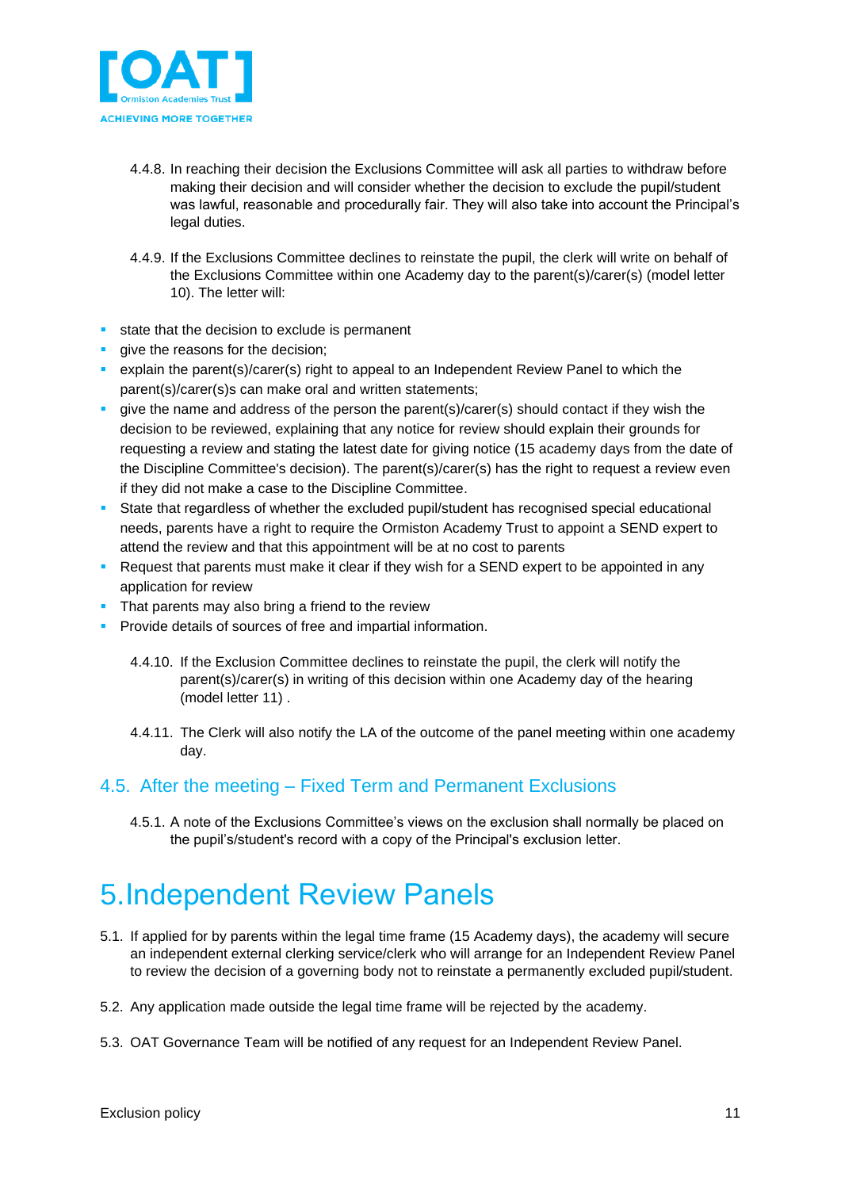4.4.8. In reaching their decision the Exclusions Committee will ask all parties to withdraw before making their decision and will consider whether the decision to exclude the pupil/student was lawful, reasonable and procedurally fair. They will also take into account the Principal's legal duties.

4.4.9. If the Exclusions Committee declines to reinstate the pupil, the clerk will write on behalf of the Exclusions Committee within one Academy day to the parent(s)/carer(s) (model letter 10). The letter will:

- state that the decision to exclude is permanent
- give the reasons for the decision;
- explain the parent(s)/carer(s) right to appeal to an Independent Review Panel to which the parent(s)/carer(s)s can make oral and written statements;
- give the name and address of the person the parent(s)/carer(s) should contact if they wish the decision to be reviewed, explaining that any notice for review should explain their grounds for requesting a review and stating the latest date for giving notice (15 academy days from the date of the Discipline Committee's decision). The parent(s)/carer(s) has the right to request a review even if they did not make a case to the Discipline Committee.
- State that regardless of whether the excluded pupil/student has recognised special educational needs, parents have a right to require the Ormiston Academy Trust to appoint a SEND expert to attend the review and that this appointment will be at no cost to parents
- Request that parents must make it clear if they wish for a SEND expert to be appointed in any application for review
- That parents may also bring a friend to the review
- Provide details of sources of free and impartial information.

4.4.10. If the Exclusion Committee declines to reinstate the pupil, the clerk will notify the parent(s)/carer(s) in writing of this decision within one Academy day of the hearing (model letter 11) .

4.4.11. The Clerk will also notify the LA of the outcome of the panel meeting within one academy day.

## 4.5. After the meeting – Fixed Term and Permanent Exclusions

4.5.1. A note of the Exclusions Committee's views on the exclusion shall normally be placed on the pupil's/student's record with a copy of the Principal's exclusion letter.

# 5. Independent Review Panels

5.1. If applied for by parents within the legal time frame (15 Academy days), the academy will secure an independent external clerking service/clerk who will arrange for an Independent Review Panel to review the decision of a governing body not to reinstate a permanently excluded pupil/student.

5.2. Any application made outside the legal time frame will be rejected by the academy.

5.3. OAT Governance Team will be notified of any request for an Independent Review Panel.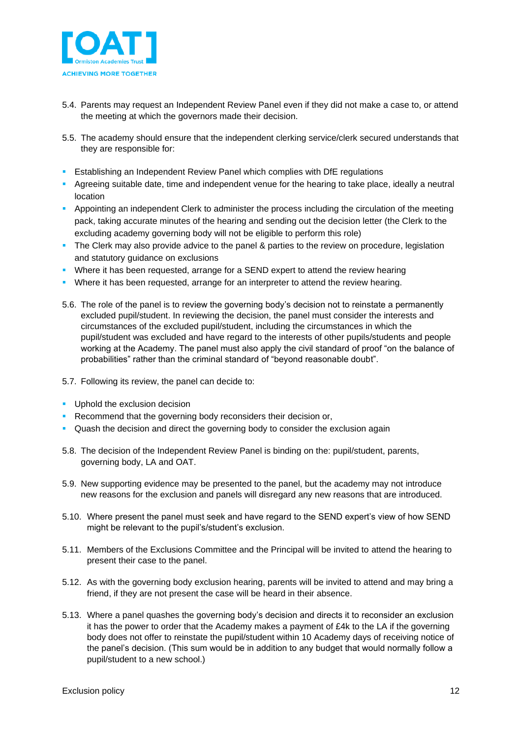5.4. Parents may request an Independent Review Panel even if they did not make a case to, or attend the meeting at which the governors made their decision.

5.5. The academy should ensure that the independent clerking service/clerk secured understands that they are responsible for:

- Establishing an Independent Review Panel which complies with DfE regulations
- Agreeing suitable date, time and independent venue for the hearing to take place, ideally a neutral location
- Appointing an independent Clerk to administer the process including the circulation of the meeting pack, taking accurate minutes of the hearing and sending out the decision letter (the Clerk to the excluding academy governing body will not be eligible to perform this role)
- The Clerk may also provide advice to the panel & parties to the review on procedure, legislation and statutory guidance on exclusions
- Where it has been requested, arrange for a SEND expert to attend the review hearing
- Where it has been requested, arrange for an interpreter to attend the review hearing.

5.6. The role of the panel is to review the governing body's decision not to reinstate a permanently excluded pupil/student. In reviewing the decision, the panel must consider the interests and circumstances of the excluded pupil/student, including the circumstances in which the pupil/student was excluded and have regard to the interests of other pupils/students and people working at the Academy. The panel must also apply the civil standard of proof "on the balance of probabilities" rather than the criminal standard of "beyond reasonable doubt".

5.7. Following its review, the panel can decide to:

- Uphold the exclusion decision
- Recommend that the governing body reconsiders their decision or,
- Quash the decision and direct the governing body to consider the exclusion again

5.8. The decision of the Independent Review Panel is binding on the: pupil/student, parents, governing body, LA and OAT.

5.9. New supporting evidence may be presented to the panel, but the academy may not introduce new reasons for the exclusion and panels will disregard any new reasons that are introduced.

5.10. Where present the panel must seek and have regard to the SEND expert's view of how SEND might be relevant to the pupil's/student's exclusion.

5.11. Members of the Exclusions Committee and the Principal will be invited to attend the hearing to present their case to the panel.

5.12. As with the governing body exclusion hearing, parents will be invited to attend and may bring a friend, if they are not present the case will be heard in their absence.

5.13. Where a panel quashes the governing body's decision and directs it to reconsider an exclusion it has the power to order that the Academy makes a payment of £4k to the LA if the governing body does not offer to reinstate the pupil/student within 10 Academy days of receiving notice of the panel's decision. (This sum would be in addition to any budget that would normally follow a pupil/student to a new school.)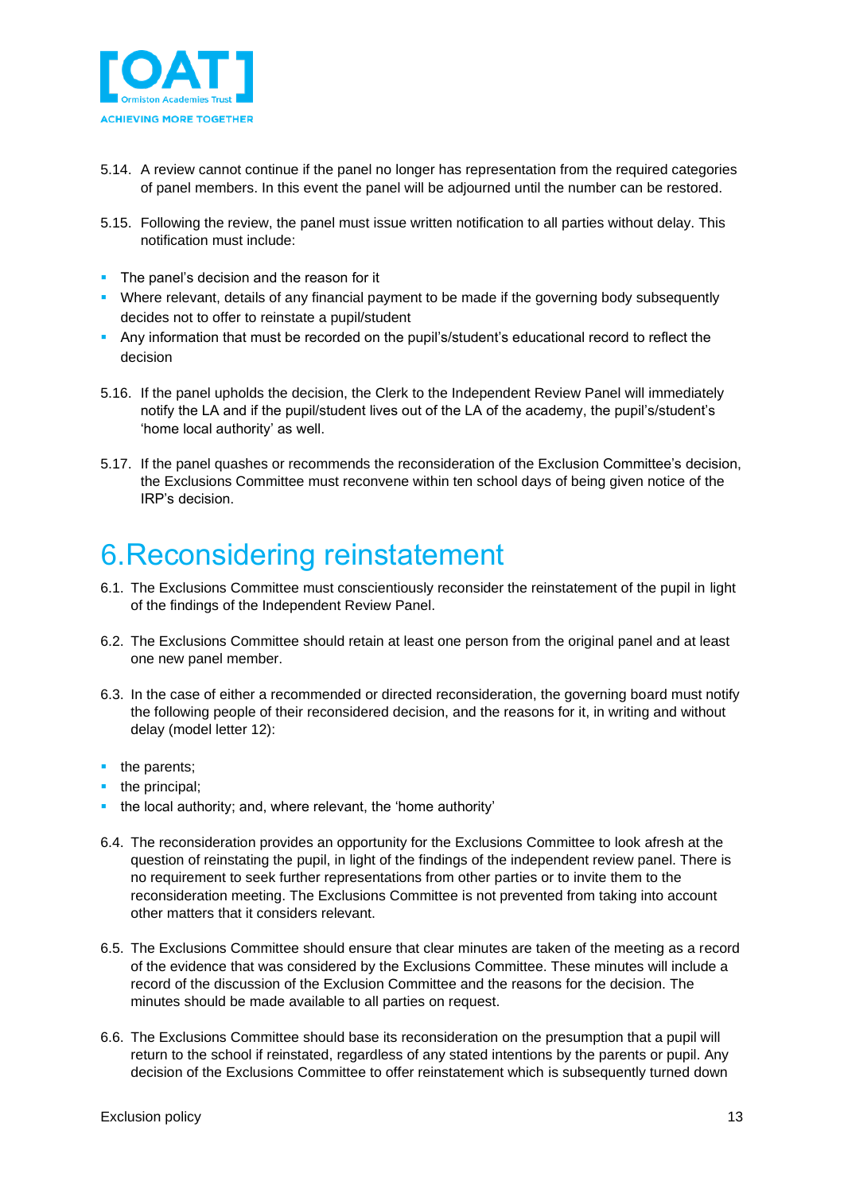5.14. A review cannot continue if the panel no longer has representation from the required categories of panel members. In this event the panel will be adjourned until the number can be restored.

5.15. Following the review, the panel must issue written notification to all parties without delay. This notification must include:

- The panel's decision and the reason for it
- Where relevant, details of any financial payment to be made if the governing body subsequently decides not to offer to reinstate a pupil/student
- Any information that must be recorded on the pupil's/student's educational record to reflect the decision

5.16. If the panel upholds the decision, the Clerk to the Independent Review Panel will immediately notify the LA and if the pupil/student lives out of the LA of the academy, the pupil's/student's 'home local authority' as well.

5.17. If the panel quashes or recommends the reconsideration of the Exclusion Committee's decision, the Exclusions Committee must reconvene within ten school days of being given notice of the IRP's decision.

# 6. Reconsidering reinstatement

6.1. The Exclusions Committee must conscientiously reconsider the reinstatement of the pupil in light of the findings of the Independent Review Panel.

6.2. The Exclusions Committee should retain at least one person from the original panel and at least one new panel member.

6.3. In the case of either a recommended or directed reconsideration, the governing board must notify the following people of their reconsidered decision, and the reasons for it, in writing and without delay (model letter 12):

- the parents;
- the principal;
- the local authority; and, where relevant, the 'home authority'

6.4. The reconsideration provides an opportunity for the Exclusions Committee to look afresh at the question of reinstating the pupil, in light of the findings of the independent review panel. There is no requirement to seek further representations from other parties or to invite them to the reconsideration meeting. The Exclusions Committee is not prevented from taking into account other matters that it considers relevant.

6.5. The Exclusions Committee should ensure that clear minutes are taken of the meeting as a record of the evidence that was considered by the Exclusions Committee. These minutes will include a record of the discussion of the Exclusion Committee and the reasons for the decision. The minutes should be made available to all parties on request.

6.6. The Exclusions Committee should base its reconsideration on the presumption that a pupil will return to the school if reinstated, regardless of any stated intentions by the parents or pupil. Any decision of the Exclusions Committee to offer reinstatement which is subsequently turned down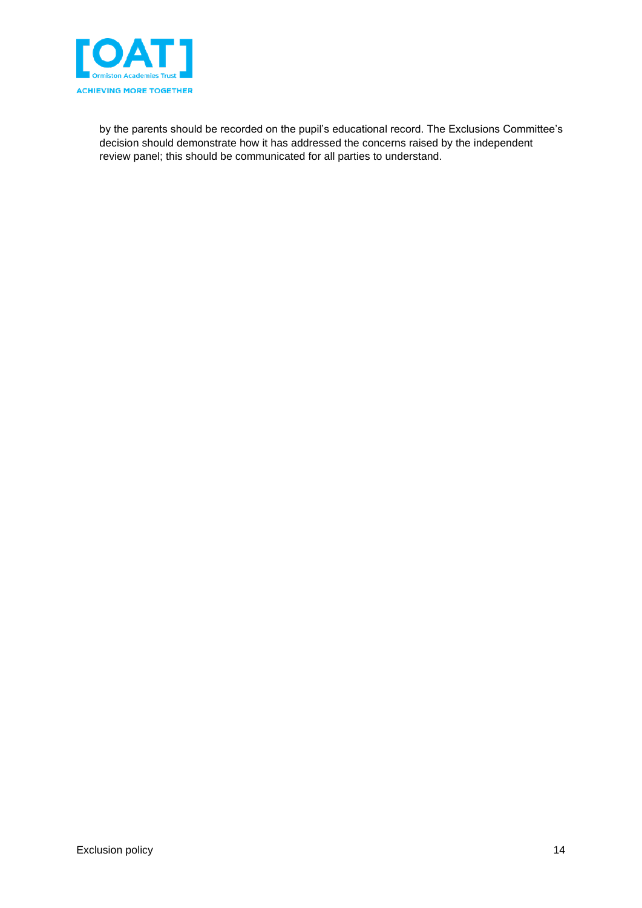by the parents should be recorded on the pupil's educational record. The Exclusions Committee's decision should demonstrate how it has addressed the concerns raised by the independent review panel; this should be communicated for all parties to understand.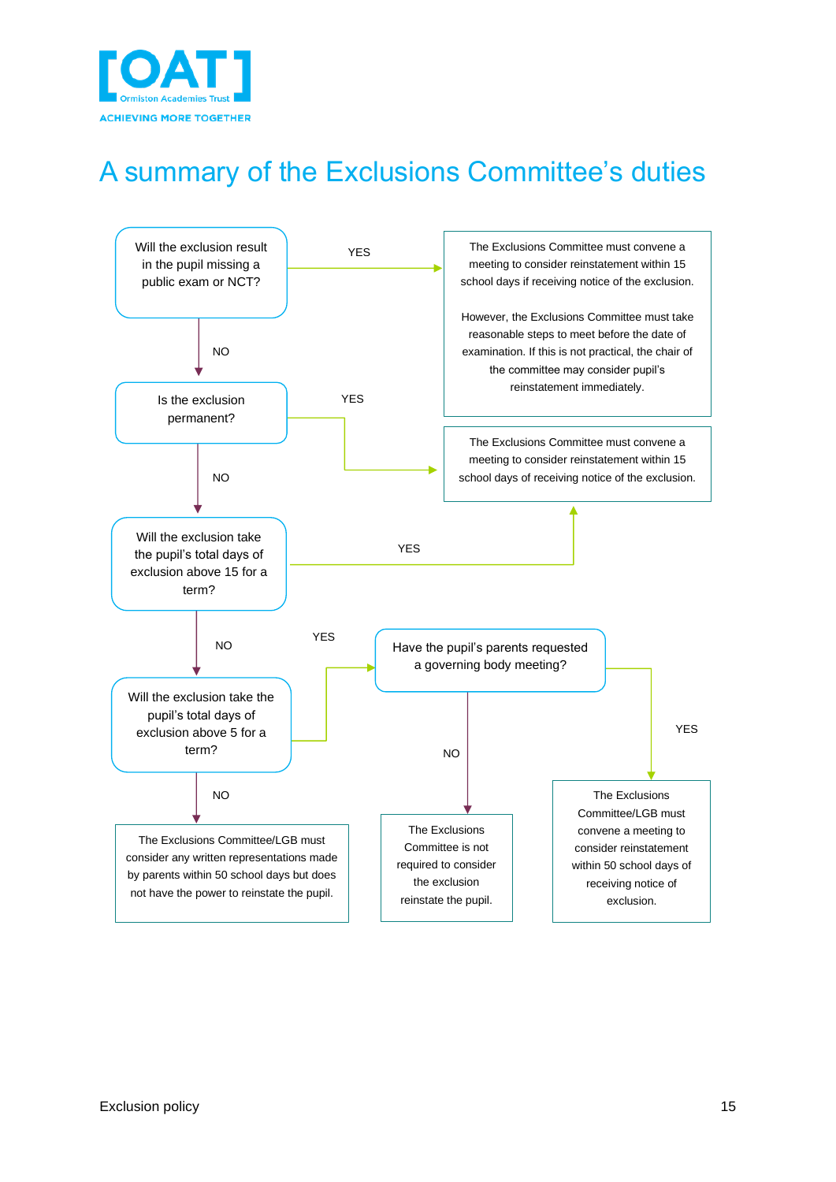# A summary of the Exclusions Committee's duties

**Will the exclusion result in the pupil missing a public exam or NCT?**

- **YES** → The Exclusions Committee must convene a meeting to consider reinstatement within 15 school days if receiving notice of the exclusion.

  However, the Exclusions Committee must take reasonable steps to meet before the date of examination. If this is not practical, the chair of the committee may consider pupil's reinstatement immediately.

- **NO** → **Is the exclusion permanent?**
  - **YES** → The Exclusions Committee must convene a meeting to consider reinstatement within 15 school days of receiving notice of the exclusion.
  - **NO** → **Will the exclusion take the pupil's total days of exclusion above 15 for a term?**
    - **YES** → The Exclusions Committee must convene a meeting to consider reinstatement within 15 school days of receiving notice of the exclusion.
    - **NO** → **Will the exclusion take the pupil's total days of exclusion above 5 for a term?**
      - **YES** → **Have the pupil's parents requested a governing body meeting?**
        - **YES** → The Exclusions Committee/LGB must convene a meeting to consider reinstatement within 50 school days of receiving notice of exclusion.
        - **NO** → The Exclusions Committee is not required to consider the exclusion reinstate the pupil.
      - **NO** → The Exclusions Committee/LGB must consider any written representations made by parents within 50 school days but does not have the power to reinstate the pupil.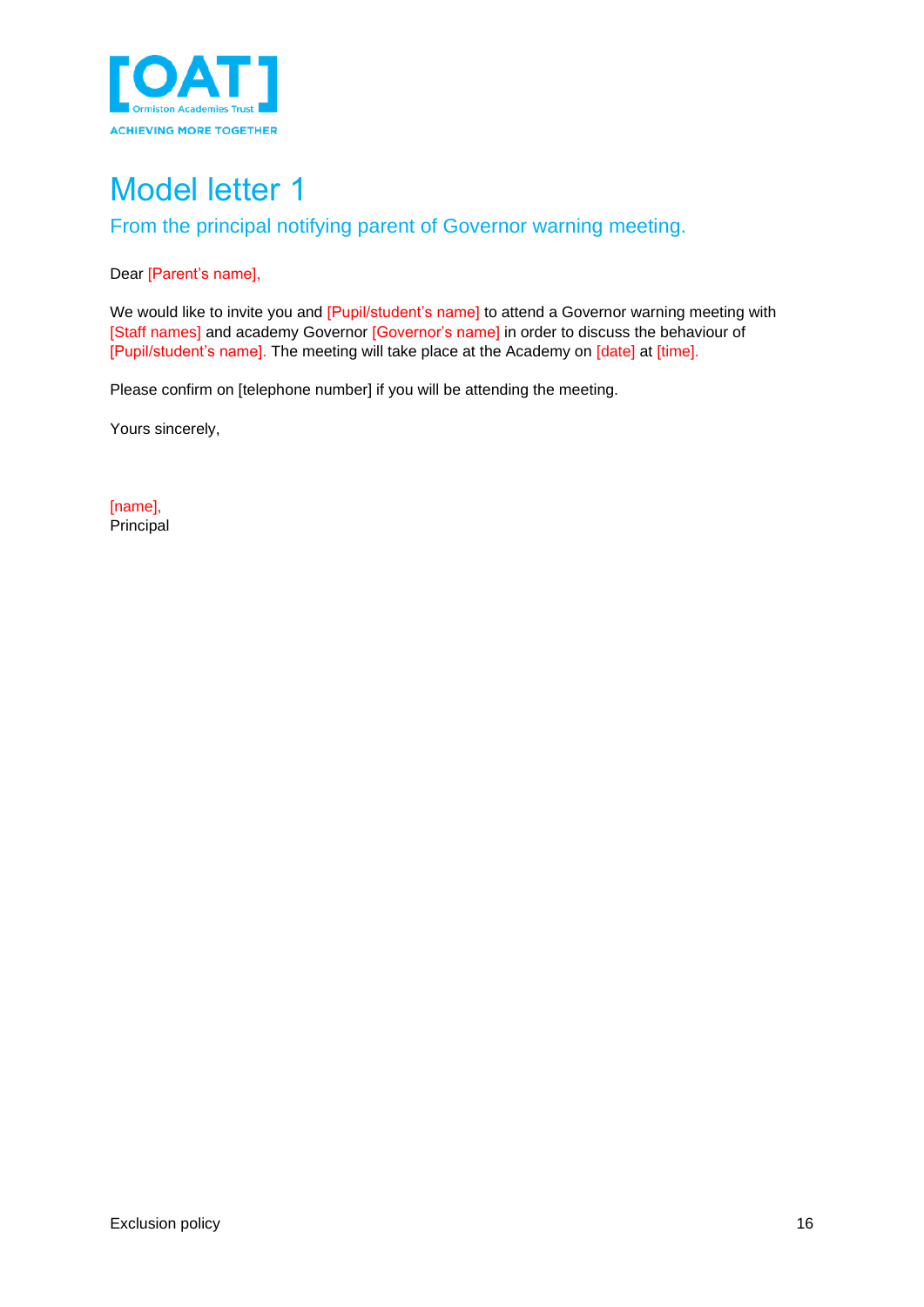# Model letter 1

## From the principal notifying parent of Governor warning meeting.

Dear [Parent's name],

We would like to invite you and [Pupil/student's name] to attend a Governor warning meeting with [Staff names] and academy Governor [Governor's name] in order to discuss the behaviour of [Pupil/student's name]. The meeting will take place at the Academy on [date] at [time].

Please confirm on [telephone number] if you will be attending the meeting.

Yours sincerely,

[name],
Principal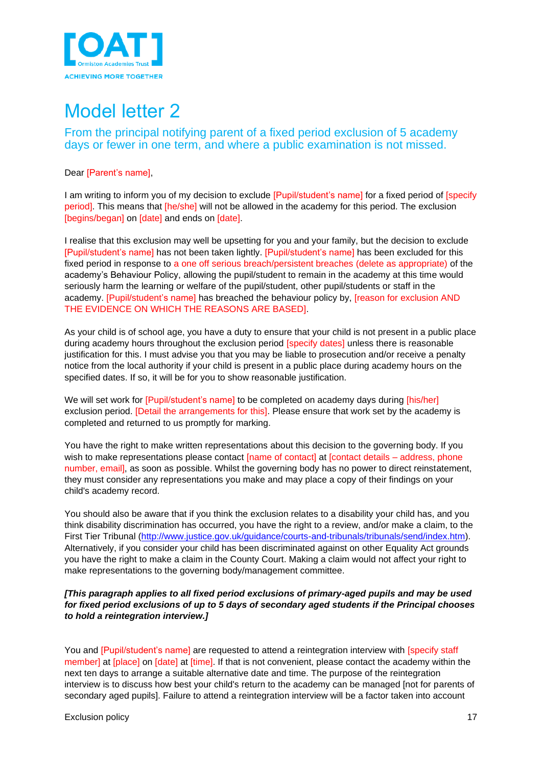# Model letter 2

## From the principal notifying parent of a fixed period exclusion of 5 academy days or fewer in one term, and where a public examination is not missed.

Dear [Parent's name],

I am writing to inform you of my decision to exclude [Pupil/student's name] for a fixed period of [specify period]. This means that [he/she] will not be allowed in the academy for this period. The exclusion [begins/began] on [date] and ends on [date].

I realise that this exclusion may well be upsetting for you and your family, but the decision to exclude [Pupil/student's name] has not been taken lightly. [Pupil/student's name] has been excluded for this fixed period in response to a one off serious breach/persistent breaches (delete as appropriate) of the academy's Behaviour Policy, allowing the pupil/student to remain in the academy at this time would seriously harm the learning or welfare of the pupil/student, other pupil/students or staff in the academy. [Pupil/student's name] has breached the behaviour policy by, [reason for exclusion AND THE EVIDENCE ON WHICH THE REASONS ARE BASED].

As your child is of school age, you have a duty to ensure that your child is not present in a public place during academy hours throughout the exclusion period [specify dates] unless there is reasonable justification for this. I must advise you that you may be liable to prosecution and/or receive a penalty notice from the local authority if your child is present in a public place during academy hours on the specified dates. If so, it will be for you to show reasonable justification.

We will set work for [Pupil/student's name] to be completed on academy days during [his/her] exclusion period. [Detail the arrangements for this]. Please ensure that work set by the academy is completed and returned to us promptly for marking.

You have the right to make written representations about this decision to the governing body. If you wish to make representations please contact [name of contact] at [contact details – address, phone number, email], as soon as possible. Whilst the governing body has no power to direct reinstatement, they must consider any representations you make and may place a copy of their findings on your child's academy record.

You should also be aware that if you think the exclusion relates to a disability your child has, and you think disability discrimination has occurred, you have the right to a review, and/or make a claim, to the First Tier Tribunal (http://www.justice.gov.uk/guidance/courts-and-tribunals/tribunals/send/index.htm). Alternatively, if you consider your child has been discriminated against on other Equality Act grounds you have the right to make a claim in the County Court. Making a claim would not affect your right to make representations to the governing body/management committee.

***[This paragraph applies to all fixed period exclusions of primary-aged pupils and may be used for fixed period exclusions of up to 5 days of secondary aged students if the Principal chooses to hold a reintegration interview.]***

You and [Pupil/student's name] are requested to attend a reintegration interview with [specify staff member] at [place] on [date] at [time]. If that is not convenient, please contact the academy within the next ten days to arrange a suitable alternative date and time. The purpose of the reintegration interview is to discuss how best your child's return to the academy can be managed [not for parents of secondary aged pupils]. Failure to attend a reintegration interview will be a factor taken into account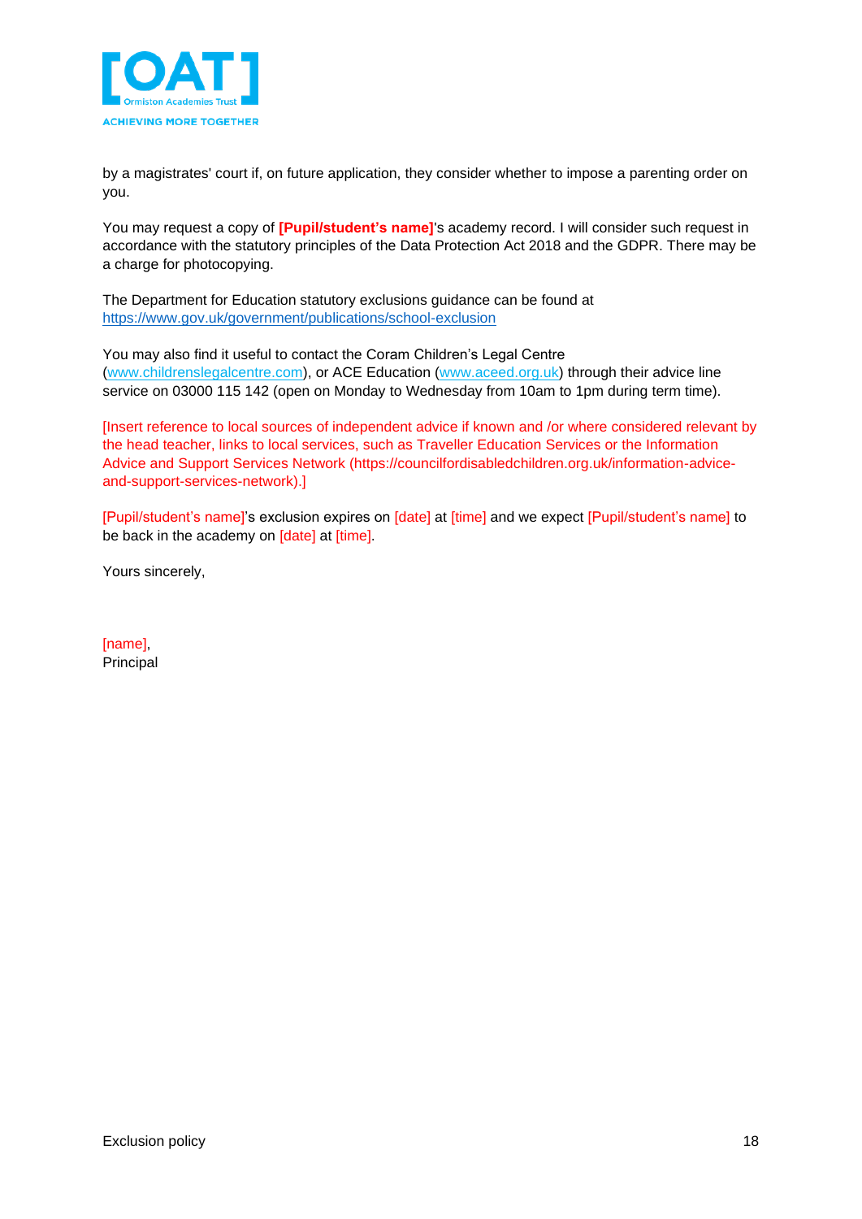by a magistrates' court if, on future application, they consider whether to impose a parenting order on you.

You may request a copy of **[Pupil/student's name]**'s academy record. I will consider such request in accordance with the statutory principles of the Data Protection Act 2018 and the GDPR. There may be a charge for photocopying.

The Department for Education statutory exclusions guidance can be found at https://www.gov.uk/government/publications/school-exclusion

You may also find it useful to contact the Coram Children's Legal Centre (www.childrenslegalcentre.com), or ACE Education (www.aceed.org.uk) through their advice line service on 03000 115 142 (open on Monday to Wednesday from 10am to 1pm during term time).

[Insert reference to local sources of independent advice if known and /or where considered relevant by the head teacher, links to local services, such as Traveller Education Services or the Information Advice and Support Services Network (https://councilfordisabledchildren.org.uk/information-advice-and-support-services-network).]

[Pupil/student's name]'s exclusion expires on [date] at [time] and we expect [Pupil/student's name] to be back in the academy on [date] at [time].

Yours sincerely,

[name],
Principal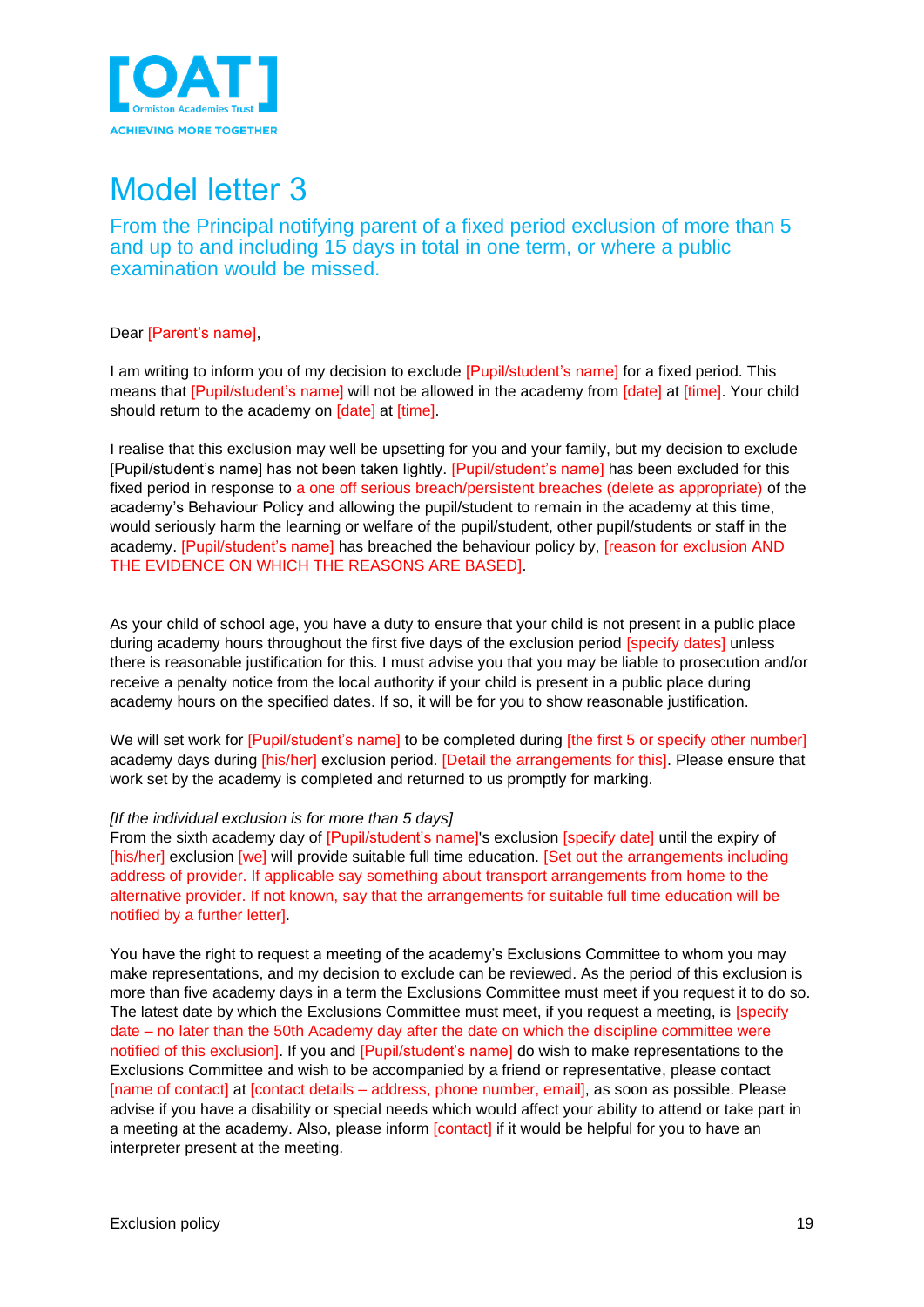# Model letter 3

## From the Principal notifying parent of a fixed period exclusion of more than 5 and up to and including 15 days in total in one term, or where a public examination would be missed.

Dear [Parent's name],

I am writing to inform you of my decision to exclude [Pupil/student's name] for a fixed period. This means that [Pupil/student's name] will not be allowed in the academy from [date] at [time]. Your child should return to the academy on [date] at [time].

I realise that this exclusion may well be upsetting for you and your family, but my decision to exclude [Pupil/student's name] has not been taken lightly. [Pupil/student's name] has been excluded for this fixed period in response to a one off serious breach/persistent breaches (delete as appropriate) of the academy's Behaviour Policy and allowing the pupil/student to remain in the academy at this time, would seriously harm the learning or welfare of the pupil/student, other pupil/students or staff in the academy. [Pupil/student's name] has breached the behaviour policy by, [reason for exclusion AND THE EVIDENCE ON WHICH THE REASONS ARE BASED].

As your child of school age, you have a duty to ensure that your child is not present in a public place during academy hours throughout the first five days of the exclusion period [specify dates] unless there is reasonable justification for this. I must advise you that you may be liable to prosecution and/or receive a penalty notice from the local authority if your child is present in a public place during academy hours on the specified dates. If so, it will be for you to show reasonable justification.

We will set work for [Pupil/student's name] to be completed during [the first 5 or specify other number] academy days during [his/her] exclusion period. [Detail the arrangements for this]. Please ensure that work set by the academy is completed and returned to us promptly for marking.

*[If the individual exclusion is for more than 5 days]*
From the sixth academy day of [Pupil/student's name]'s exclusion [specify date] until the expiry of [his/her] exclusion [we] will provide suitable full time education. [Set out the arrangements including address of provider. If applicable say something about transport arrangements from home to the alternative provider. If not known, say that the arrangements for suitable full time education will be notified by a further letter].

You have the right to request a meeting of the academy's Exclusions Committee to whom you may make representations, and my decision to exclude can be reviewed. As the period of this exclusion is more than five academy days in a term the Exclusions Committee must meet if you request it to do so. The latest date by which the Exclusions Committee must meet, if you request a meeting, is [specify date – no later than the 50th Academy day after the date on which the discipline committee were notified of this exclusion]. If you and [Pupil/student's name] do wish to make representations to the Exclusions Committee and wish to be accompanied by a friend or representative, please contact [name of contact] at [contact details – address, phone number, email], as soon as possible. Please advise if you have a disability or special needs which would affect your ability to attend or take part in a meeting at the academy. Also, please inform [contact] if it would be helpful for you to have an interpreter present at the meeting.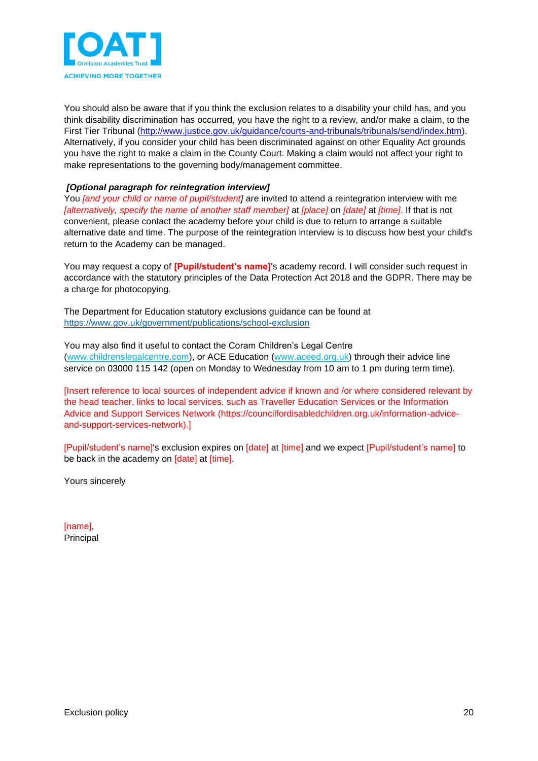You should also be aware that if you think the exclusion relates to a disability your child has, and you think disability discrimination has occurred, you have the right to a review, and/or make a claim, to the First Tier Tribunal (http://www.justice.gov.uk/guidance/courts-and-tribunals/tribunals/send/index.htm). Alternatively, if you consider your child has been discriminated against on other Equality Act grounds you have the right to make a claim in the County Court. Making a claim would not affect your right to make representations to the governing body/management committee.

***[Optional paragraph for reintegration interview]***

You *[and your child or name of pupil/student]* are invited to attend a reintegration interview with me *[alternatively, specify the name of another staff member]* at *[place]* on *[date]* at *[time]*. If that is not convenient, please contact the academy before your child is due to return to arrange a suitable alternative date and time. The purpose of the reintegration interview is to discuss how best your child's return to the Academy can be managed.

You may request a copy of **[Pupil/student's name]**'s academy record. I will consider such request in accordance with the statutory principles of the Data Protection Act 2018 and the GDPR. There may be a charge for photocopying.

The Department for Education statutory exclusions guidance can be found at https://www.gov.uk/government/publications/school-exclusion

You may also find it useful to contact the Coram Children's Legal Centre (www.childrenslegalcentre.com), or ACE Education (www.aceed.org.uk) through their advice line service on 03000 115 142 (open on Monday to Wednesday from 10 am to 1 pm during term time).

[Insert reference to local sources of independent advice if known and /or where considered relevant by the head teacher, links to local services, such as Traveller Education Services or the Information Advice and Support Services Network (https://councilfordisabledchildren.org.uk/information-advice-and-support-services-network).]

[Pupil/student's name]'s exclusion expires on [date] at [time] and we expect [Pupil/student's name] to be back in the academy on [date] at [time].

Yours sincerely

[name],
Principal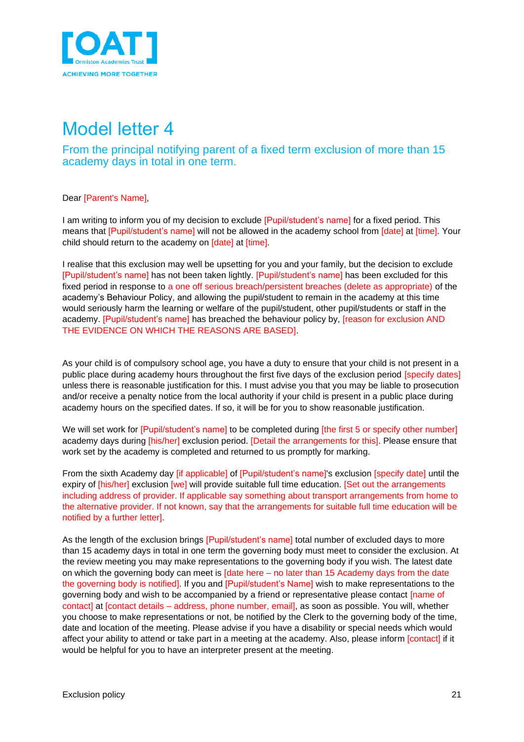# Model letter 4

## From the principal notifying parent of a fixed term exclusion of more than 15 academy days in total in one term.

Dear [Parent's Name],

I am writing to inform you of my decision to exclude [Pupil/student's name] for a fixed period. This means that [Pupil/student's name] will not be allowed in the academy school from [date] at [time]. Your child should return to the academy on [date] at [time].

I realise that this exclusion may well be upsetting for you and your family, but the decision to exclude [Pupil/student's name] has not been taken lightly. [Pupil/student's name] has been excluded for this fixed period in response to a one off serious breach/persistent breaches (delete as appropriate) of the academy's Behaviour Policy, and allowing the pupil/student to remain in the academy at this time would seriously harm the learning or welfare of the pupil/student, other pupil/students or staff in the academy. [Pupil/student's name] has breached the behaviour policy by, [reason for exclusion AND THE EVIDENCE ON WHICH THE REASONS ARE BASED].

As your child is of compulsory school age, you have a duty to ensure that your child is not present in a public place during academy hours throughout the first five days of the exclusion period [specify dates] unless there is reasonable justification for this. I must advise you that you may be liable to prosecution and/or receive a penalty notice from the local authority if your child is present in a public place during academy hours on the specified dates. If so, it will be for you to show reasonable justification.

We will set work for [Pupil/student's name] to be completed during [the first 5 or specify other number] academy days during [his/her] exclusion period. [Detail the arrangements for this]. Please ensure that work set by the academy is completed and returned to us promptly for marking.

From the sixth Academy day [if applicable] of [Pupil/student's name]'s exclusion [specify date] until the expiry of [his/her] exclusion [we] will provide suitable full time education. [Set out the arrangements including address of provider. If applicable say something about transport arrangements from home to the alternative provider. If not known, say that the arrangements for suitable full time education will be notified by a further letter].

As the length of the exclusion brings [Pupil/student's name] total number of excluded days to more than 15 academy days in total in one term the governing body must meet to consider the exclusion. At the review meeting you may make representations to the governing body if you wish. The latest date on which the governing body can meet is [date here – no later than 15 Academy days from the date the governing body is notified]. If you and [Pupil/student's Name] wish to make representations to the governing body and wish to be accompanied by a friend or representative please contact [name of contact] at [contact details – address, phone number, email], as soon as possible. You will, whether you choose to make representations or not, be notified by the Clerk to the governing body of the time, date and location of the meeting. Please advise if you have a disability or special needs which would affect your ability to attend or take part in a meeting at the academy. Also, please inform [contact] if it would be helpful for you to have an interpreter present at the meeting.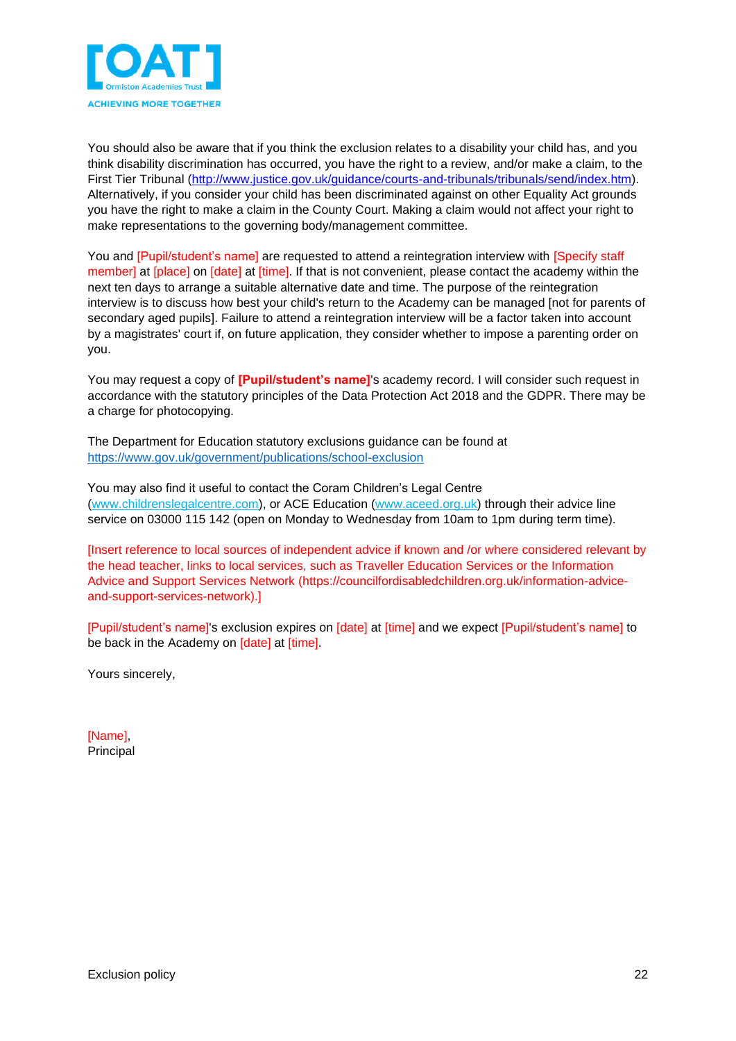You should also be aware that if you think the exclusion relates to a disability your child has, and you think disability discrimination has occurred, you have the right to a review, and/or make a claim, to the First Tier Tribunal (http://www.justice.gov.uk/guidance/courts-and-tribunals/tribunals/send/index.htm). Alternatively, if you consider your child has been discriminated against on other Equality Act grounds you have the right to make a claim in the County Court. Making a claim would not affect your right to make representations to the governing body/management committee.

You and [Pupil/student's name] are requested to attend a reintegration interview with [Specify staff member] at [place] on [date] at [time]. If that is not convenient, please contact the academy within the next ten days to arrange a suitable alternative date and time. The purpose of the reintegration interview is to discuss how best your child's return to the Academy can be managed [not for parents of secondary aged pupils]. Failure to attend a reintegration interview will be a factor taken into account by a magistrates' court if, on future application, they consider whether to impose a parenting order on you.

You may request a copy of **[Pupil/student's name]**'s academy record. I will consider such request in accordance with the statutory principles of the Data Protection Act 2018 and the GDPR. There may be a charge for photocopying.

The Department for Education statutory exclusions guidance can be found at https://www.gov.uk/government/publications/school-exclusion

You may also find it useful to contact the Coram Children's Legal Centre (www.childrenslegalcentre.com), or ACE Education (www.aceed.org.uk) through their advice line service on 03000 115 142 (open on Monday to Wednesday from 10am to 1pm during term time).

[Insert reference to local sources of independent advice if known and /or where considered relevant by the head teacher, links to local services, such as Traveller Education Services or the Information Advice and Support Services Network (https://councilfordisabledchildren.org.uk/information-advice-and-support-services-network).]

[Pupil/student's name]'s exclusion expires on [date] at [time] and we expect [Pupil/student's name] to be back in the Academy on [date] at [time].

Yours sincerely,

[Name],
Principal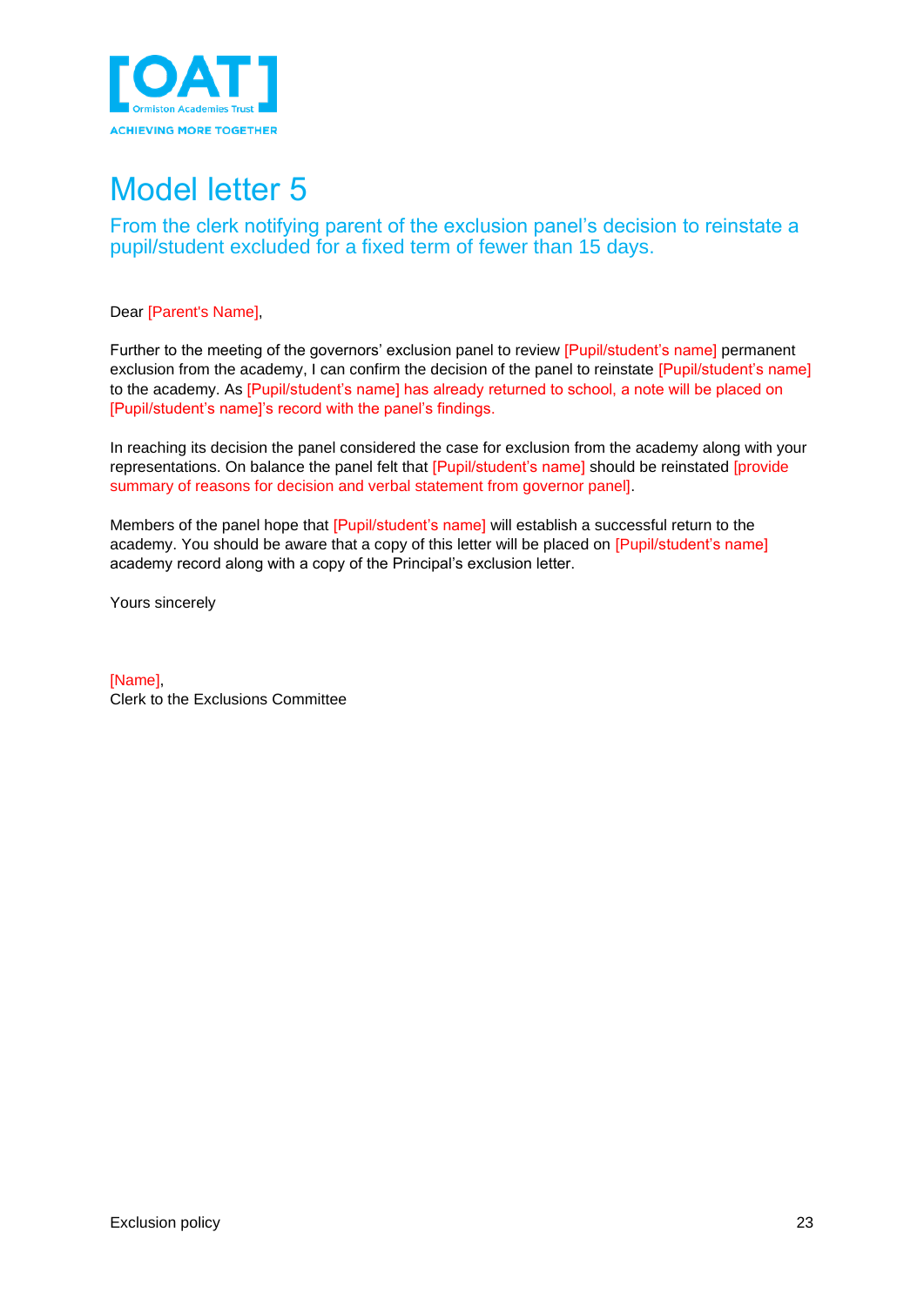# Model letter 5

## From the clerk notifying parent of the exclusion panel's decision to reinstate a pupil/student excluded for a fixed term of fewer than 15 days.

Dear [Parent's Name],

Further to the meeting of the governors' exclusion panel to review [Pupil/student's name] permanent exclusion from the academy, I can confirm the decision of the panel to reinstate [Pupil/student's name] to the academy. As [Pupil/student's name] has already returned to school, a note will be placed on [Pupil/student's name]'s record with the panel's findings.

In reaching its decision the panel considered the case for exclusion from the academy along with your representations. On balance the panel felt that [Pupil/student's name] should be reinstated [provide summary of reasons for decision and verbal statement from governor panel].

Members of the panel hope that [Pupil/student's name] will establish a successful return to the academy. You should be aware that a copy of this letter will be placed on [Pupil/student's name] academy record along with a copy of the Principal's exclusion letter.

Yours sincerely

[Name],
Clerk to the Exclusions Committee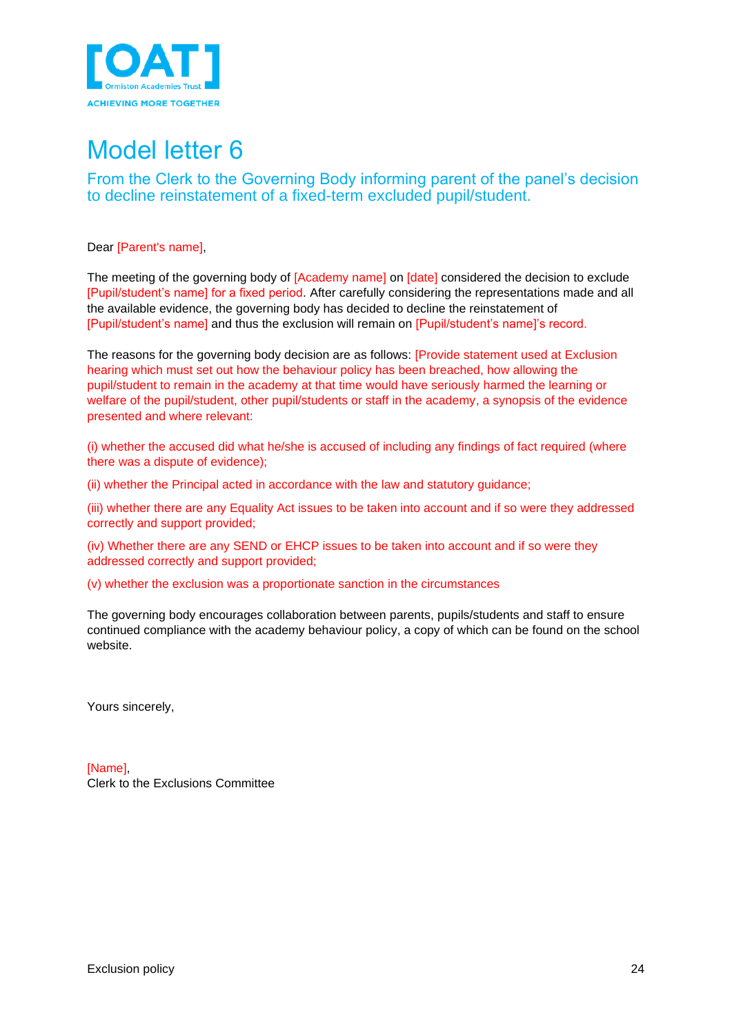# Model letter 6

## From the Clerk to the Governing Body informing parent of the panel's decision to decline reinstatement of a fixed-term excluded pupil/student.

Dear [Parent's name],

The meeting of the governing body of [Academy name] on [date] considered the decision to exclude [Pupil/student's name] for a fixed period. After carefully considering the representations made and all the available evidence, the governing body has decided to decline the reinstatement of [Pupil/student's name] and thus the exclusion will remain on [Pupil/student's name]'s record.

The reasons for the governing body decision are as follows: [Provide statement used at Exclusion hearing which must set out how the behaviour policy has been breached, how allowing the pupil/student to remain in the academy at that time would have seriously harmed the learning or welfare of the pupil/student, other pupil/students or staff in the academy, a synopsis of the evidence presented and where relevant:

(i) whether the accused did what he/she is accused of including any findings of fact required (where there was a dispute of evidence);

(ii) whether the Principal acted in accordance with the law and statutory guidance;

(iii) whether there are any Equality Act issues to be taken into account and if so were they addressed correctly and support provided;

(iv) Whether there are any SEND or EHCP issues to be taken into account and if so were they addressed correctly and support provided;

(v) whether the exclusion was a proportionate sanction in the circumstances

The governing body encourages collaboration between parents, pupils/students and staff to ensure continued compliance with the academy behaviour policy, a copy of which can be found on the school website.

Yours sincerely,

[Name],
Clerk to the Exclusions Committee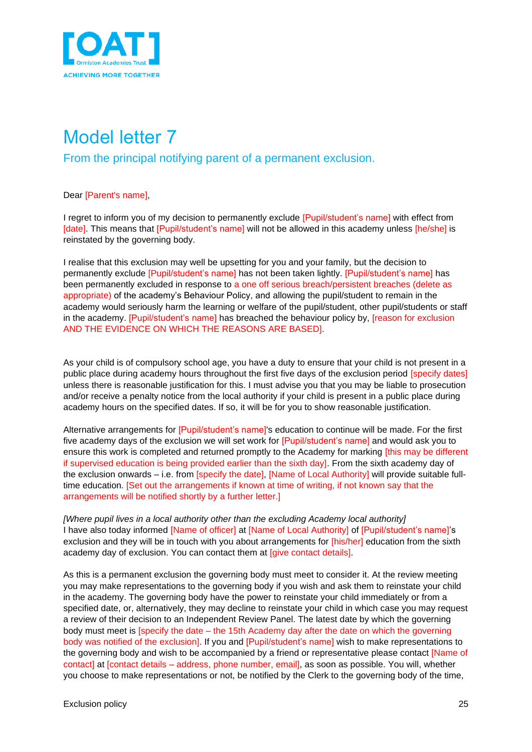# Model letter 7

## From the principal notifying parent of a permanent exclusion.

Dear [Parent's name],

I regret to inform you of my decision to permanently exclude [Pupil/student's name] with effect from [date]. This means that [Pupil/student's name] will not be allowed in this academy unless [he/she] is reinstated by the governing body.

I realise that this exclusion may well be upsetting for you and your family, but the decision to permanently exclude [Pupil/student's name] has not been taken lightly. [Pupil/student's name] has been permanently excluded in response to a one off serious breach/persistent breaches (delete as appropriate) of the academy's Behaviour Policy, and allowing the pupil/student to remain in the academy would seriously harm the learning or welfare of the pupil/student, other pupil/students or staff in the academy. [Pupil/student's name] has breached the behaviour policy by, [reason for exclusion AND THE EVIDENCE ON WHICH THE REASONS ARE BASED].

As your child is of compulsory school age, you have a duty to ensure that your child is not present in a public place during academy hours throughout the first five days of the exclusion period [specify dates] unless there is reasonable justification for this. I must advise you that you may be liable to prosecution and/or receive a penalty notice from the local authority if your child is present in a public place during academy hours on the specified dates. If so, it will be for you to show reasonable justification.

Alternative arrangements for [Pupil/student's name]'s education to continue will be made. For the first five academy days of the exclusion we will set work for [Pupil/student's name] and would ask you to ensure this work is completed and returned promptly to the Academy for marking [this may be different if supervised education is being provided earlier than the sixth day]. From the sixth academy day of the exclusion onwards – i.e. from [specify the date], [Name of Local Authority] will provide suitable full-time education. [Set out the arrangements if known at time of writing, if not known say that the arrangements will be notified shortly by a further letter.]

*[Where pupil lives in a local authority other than the excluding Academy local authority]*
I have also today informed [Name of officer] at [Name of Local Authority] of [Pupil/student's name]'s exclusion and they will be in touch with you about arrangements for [his/her] education from the sixth academy day of exclusion. You can contact them at [give contact details].

As this is a permanent exclusion the governing body must meet to consider it. At the review meeting you may make representations to the governing body if you wish and ask them to reinstate your child in the academy. The governing body have the power to reinstate your child immediately or from a specified date, or, alternatively, they may decline to reinstate your child in which case you may request a review of their decision to an Independent Review Panel. The latest date by which the governing body must meet is [specify the date – the 15th Academy day after the date on which the governing body was notified of the exclusion]. If you and [Pupil/student's name] wish to make representations to the governing body and wish to be accompanied by a friend or representative please contact [Name of contact] at [contact details – address, phone number, email], as soon as possible. You will, whether you choose to make representations or not, be notified by the Clerk to the governing body of the time,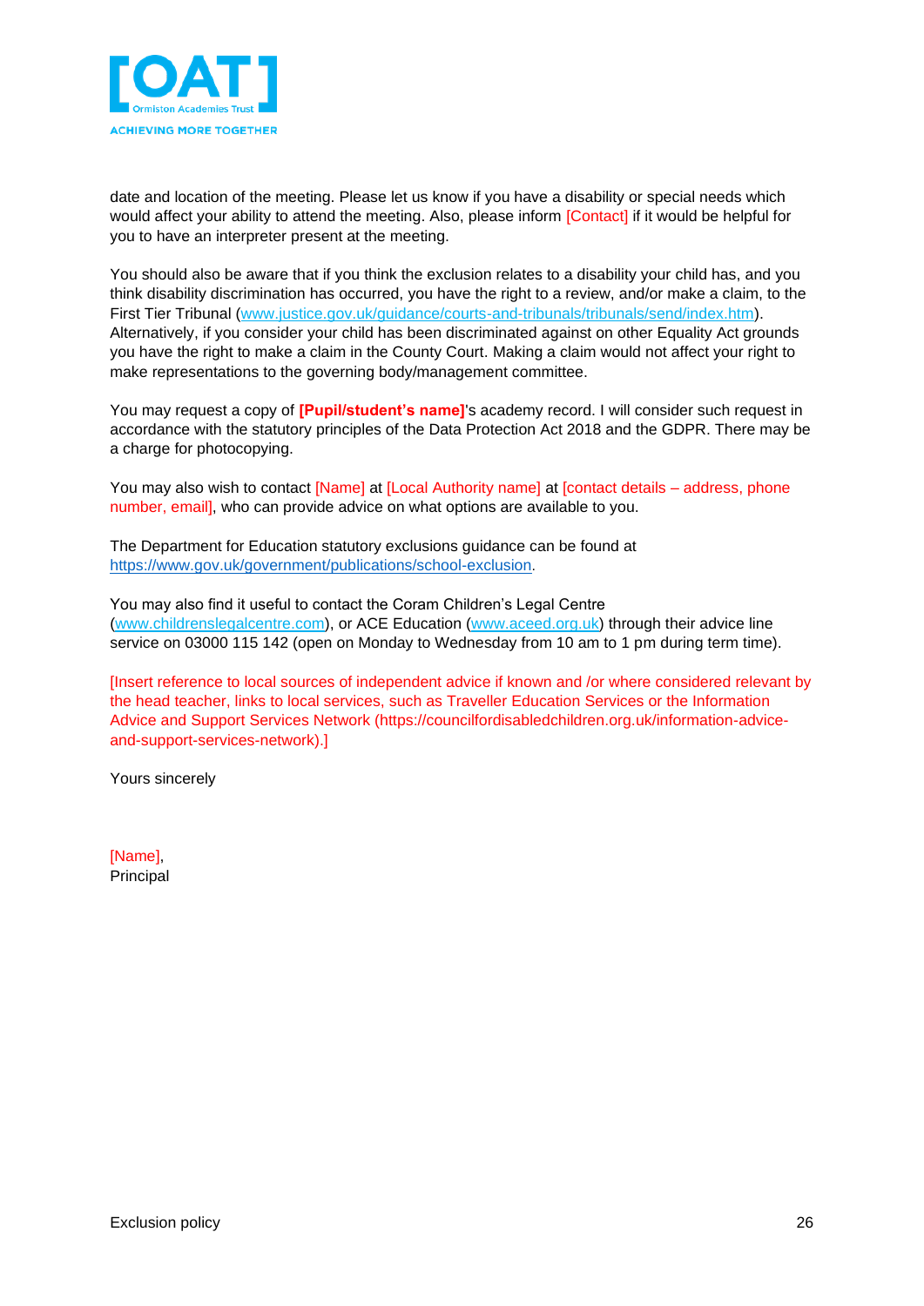date and location of the meeting. Please let us know if you have a disability or special needs which would affect your ability to attend the meeting. Also, please inform [Contact] if it would be helpful for you to have an interpreter present at the meeting.

You should also be aware that if you think the exclusion relates to a disability your child has, and you think disability discrimination has occurred, you have the right to a review, and/or make a claim, to the First Tier Tribunal (www.justice.gov.uk/guidance/courts-and-tribunals/tribunals/send/index.htm). Alternatively, if you consider your child has been discriminated against on other Equality Act grounds you have the right to make a claim in the County Court. Making a claim would not affect your right to make representations to the governing body/management committee.

You may request a copy of **[Pupil/student's name]**'s academy record. I will consider such request in accordance with the statutory principles of the Data Protection Act 2018 and the GDPR. There may be a charge for photocopying.

You may also wish to contact [Name] at [Local Authority name] at [contact details – address, phone number, email], who can provide advice on what options are available to you.

The Department for Education statutory exclusions guidance can be found at https://www.gov.uk/government/publications/school-exclusion.

You may also find it useful to contact the Coram Children's Legal Centre (www.childrenslegalcentre.com), or ACE Education (www.aceed.org.uk) through their advice line service on 03000 115 142 (open on Monday to Wednesday from 10 am to 1 pm during term time).

[Insert reference to local sources of independent advice if known and /or where considered relevant by the head teacher, links to local services, such as Traveller Education Services or the Information Advice and Support Services Network (https://councilfordisabledchildren.org.uk/information-advice-and-support-services-network).]

Yours sincerely

[Name],
Principal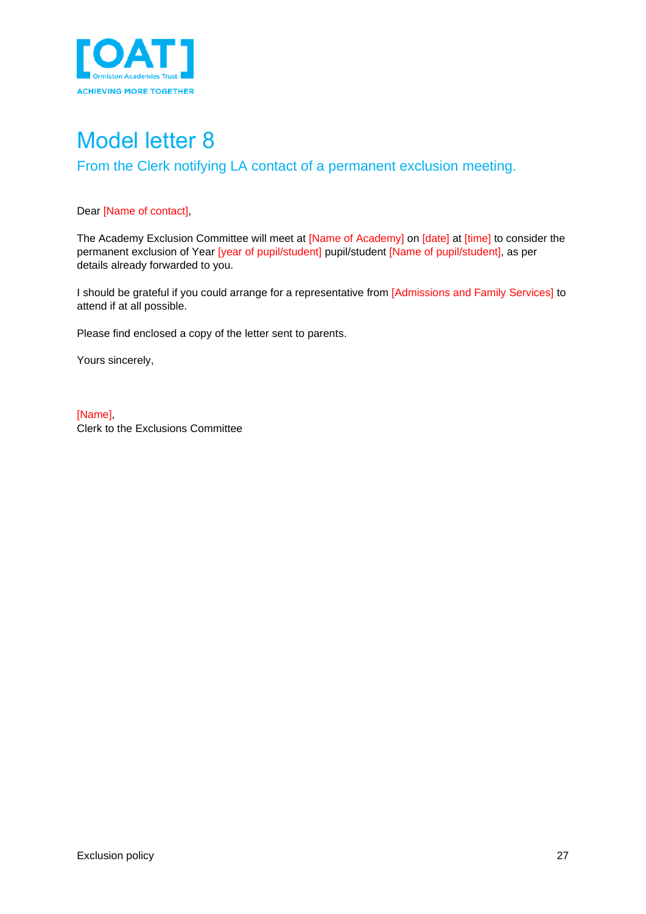# Model letter 8

## From the Clerk notifying LA contact of a permanent exclusion meeting.

Dear [Name of contact],

The Academy Exclusion Committee will meet at [Name of Academy] on [date] at [time] to consider the permanent exclusion of Year [year of pupil/student] pupil/student [Name of pupil/student], as per details already forwarded to you.

I should be grateful if you could arrange for a representative from [Admissions and Family Services] to attend if at all possible.

Please find enclosed a copy of the letter sent to parents.

Yours sincerely,

[Name],
Clerk to the Exclusions Committee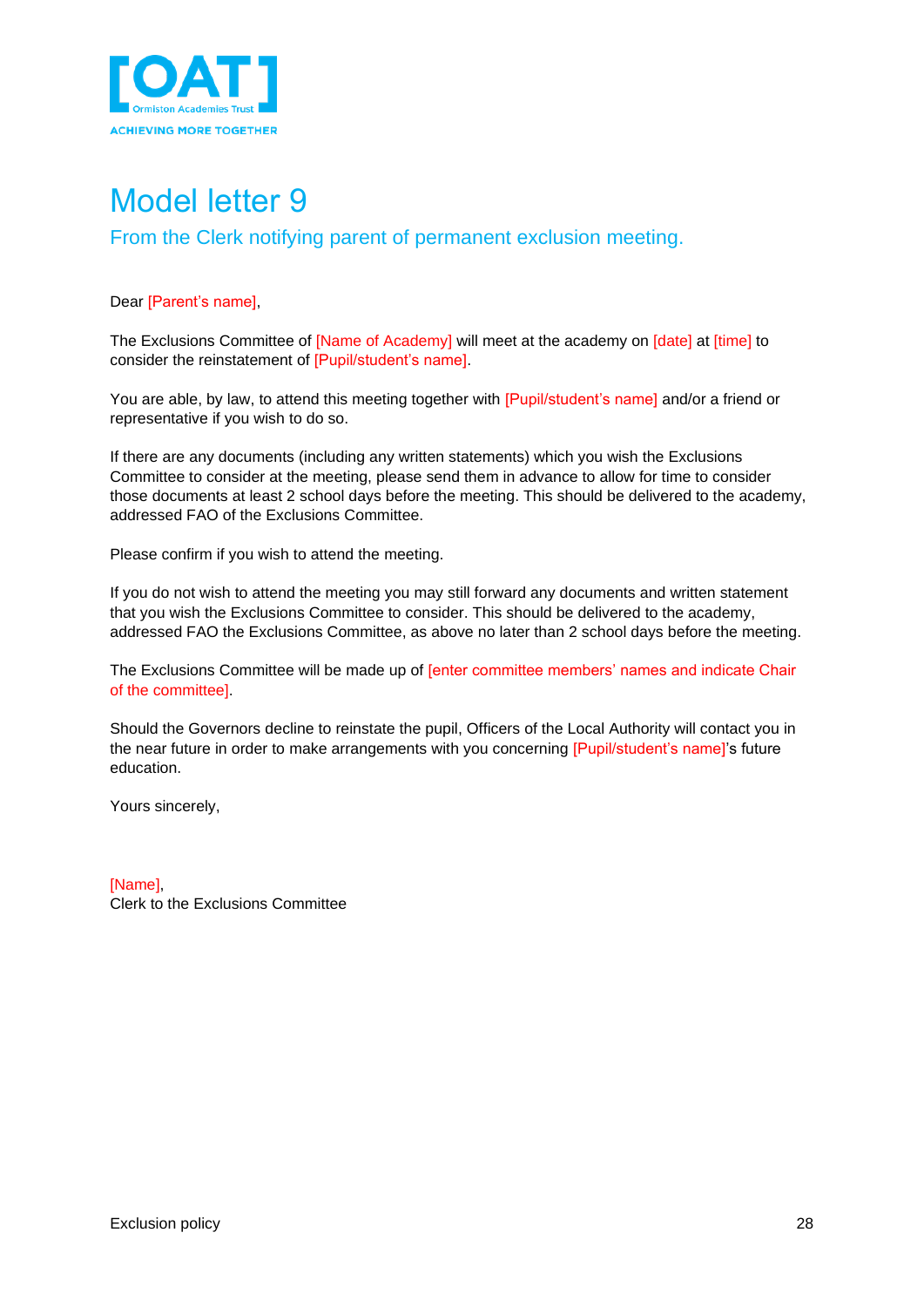# Model letter 9

## From the Clerk notifying parent of permanent exclusion meeting.

Dear [Parent's name],

The Exclusions Committee of [Name of Academy] will meet at the academy on [date] at [time] to consider the reinstatement of [Pupil/student's name].

You are able, by law, to attend this meeting together with [Pupil/student's name] and/or a friend or representative if you wish to do so.

If there are any documents (including any written statements) which you wish the Exclusions Committee to consider at the meeting, please send them in advance to allow for time to consider those documents at least 2 school days before the meeting. This should be delivered to the academy, addressed FAO of the Exclusions Committee.

Please confirm if you wish to attend the meeting.

If you do not wish to attend the meeting you may still forward any documents and written statement that you wish the Exclusions Committee to consider. This should be delivered to the academy, addressed FAO the Exclusions Committee, as above no later than 2 school days before the meeting.

The Exclusions Committee will be made up of [enter committee members' names and indicate Chair of the committee].

Should the Governors decline to reinstate the pupil, Officers of the Local Authority will contact you in the near future in order to make arrangements with you concerning [Pupil/student's name]'s future education.

Yours sincerely,

[Name],
Clerk to the Exclusions Committee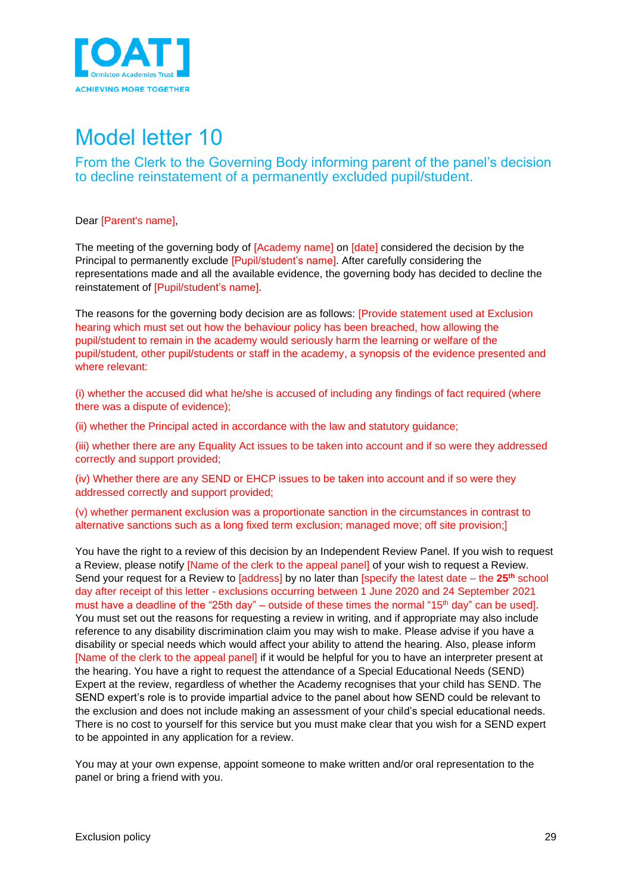# Model letter 10

## From the Clerk to the Governing Body informing parent of the panel's decision to decline reinstatement of a permanently excluded pupil/student.

Dear [Parent's name],

The meeting of the governing body of [Academy name] on [date] considered the decision by the Principal to permanently exclude [Pupil/student's name]. After carefully considering the representations made and all the available evidence, the governing body has decided to decline the reinstatement of [Pupil/student's name].

The reasons for the governing body decision are as follows: [Provide statement used at Exclusion hearing which must set out how the behaviour policy has been breached, how allowing the pupil/student to remain in the academy would seriously harm the learning or welfare of the pupil/student, other pupil/students or staff in the academy, a synopsis of the evidence presented and where relevant:

(i) whether the accused did what he/she is accused of including any findings of fact required (where there was a dispute of evidence);

(ii) whether the Principal acted in accordance with the law and statutory guidance;

(iii) whether there are any Equality Act issues to be taken into account and if so were they addressed correctly and support provided;

(iv) Whether there are any SEND or EHCP issues to be taken into account and if so were they addressed correctly and support provided;

(v) whether permanent exclusion was a proportionate sanction in the circumstances in contrast to alternative sanctions such as a long fixed term exclusion; managed move; off site provision;]

You have the right to a review of this decision by an Independent Review Panel. If you wish to request a Review, please notify [Name of the clerk to the appeal panel] of your wish to request a Review. Send your request for a Review to [address] by no later than [specify the latest date – the **25th** school day after receipt of this letter - exclusions occurring between 1 June 2020 and 24 September 2021 must have a deadline of the "25th day" – outside of these times the normal "15th day" can be used]. You must set out the reasons for requesting a review in writing, and if appropriate may also include reference to any disability discrimination claim you may wish to make. Please advise if you have a disability or special needs which would affect your ability to attend the hearing. Also, please inform [Name of the clerk to the appeal panel] if it would be helpful for you to have an interpreter present at the hearing. You have a right to request the attendance of a Special Educational Needs (SEND) Expert at the review, regardless of whether the Academy recognises that your child has SEND. The SEND expert's role is to provide impartial advice to the panel about how SEND could be relevant to the exclusion and does not include making an assessment of your child's special educational needs. There is no cost to yourself for this service but you must make clear that you wish for a SEND expert to be appointed in any application for a review.

You may at your own expense, appoint someone to make written and/or oral representation to the panel or bring a friend with you.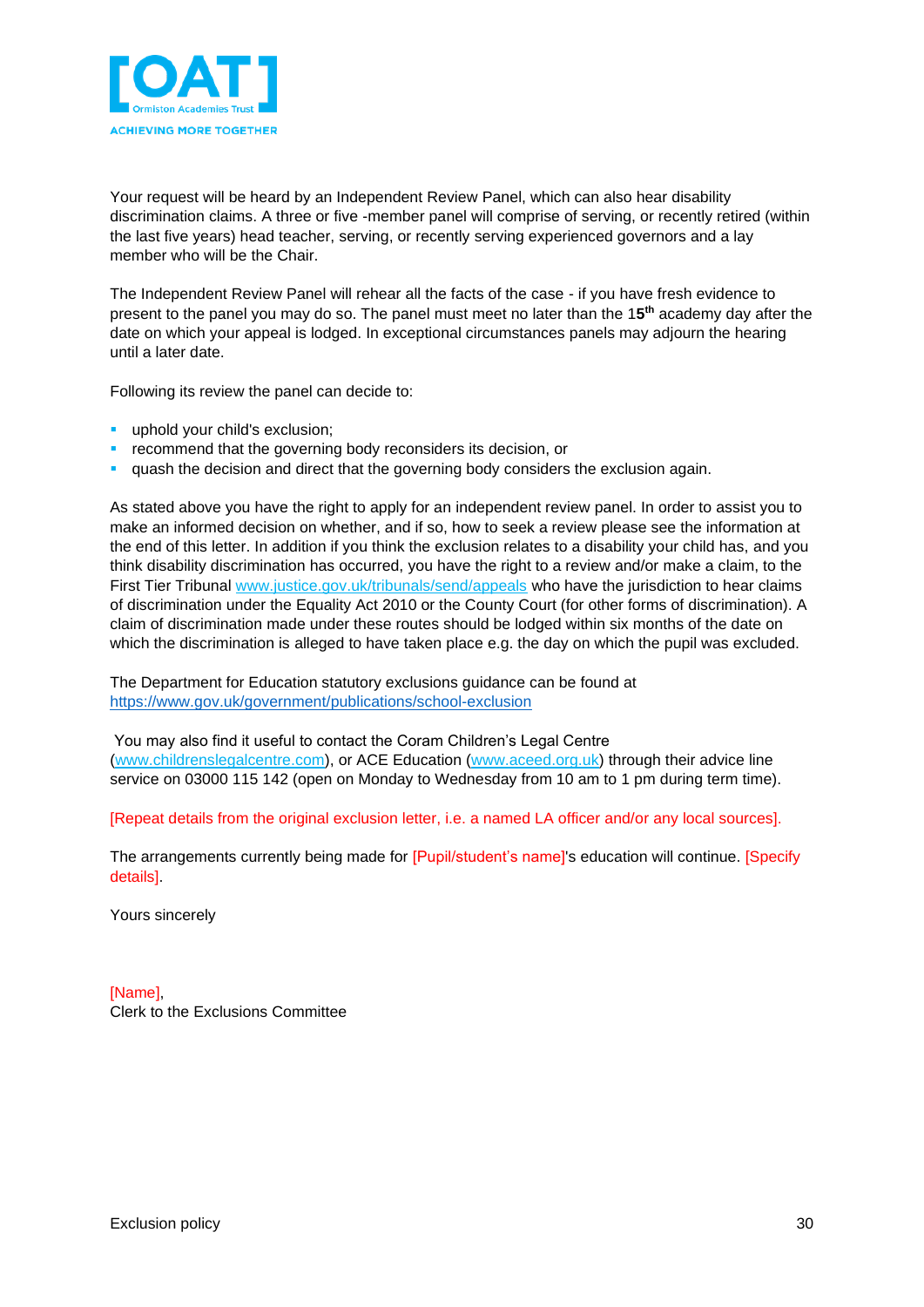Your request will be heard by an Independent Review Panel, which can also hear disability discrimination claims. A three or five -member panel will comprise of serving, or recently retired (within the last five years) head teacher, serving, or recently serving experienced governors and a lay member who will be the Chair.

The Independent Review Panel will rehear all the facts of the case - if you have fresh evidence to present to the panel you may do so. The panel must meet no later than the 15th academy day after the date on which your appeal is lodged. In exceptional circumstances panels may adjourn the hearing until a later date.

Following its review the panel can decide to:

- uphold your child's exclusion;
- recommend that the governing body reconsiders its decision, or
- quash the decision and direct that the governing body considers the exclusion again.

As stated above you have the right to apply for an independent review panel. In order to assist you to make an informed decision on whether, and if so, how to seek a review please see the information at the end of this letter. In addition if you think the exclusion relates to a disability your child has, and you think disability discrimination has occurred, you have the right to a review and/or make a claim, to the First Tier Tribunal www.justice.gov.uk/tribunals/send/appeals who have the jurisdiction to hear claims of discrimination under the Equality Act 2010 or the County Court (for other forms of discrimination). A claim of discrimination made under these routes should be lodged within six months of the date on which the discrimination is alleged to have taken place e.g. the day on which the pupil was excluded.

The Department for Education statutory exclusions guidance can be found at https://www.gov.uk/government/publications/school-exclusion

You may also find it useful to contact the Coram Children's Legal Centre (www.childrenslegalcentre.com), or ACE Education (www.aceed.org.uk) through their advice line service on 03000 115 142 (open on Monday to Wednesday from 10 am to 1 pm during term time).

[Repeat details from the original exclusion letter, i.e. a named LA officer and/or any local sources].

The arrangements currently being made for [Pupil/student's name]'s education will continue. [Specify details].

Yours sincerely

[Name],
Clerk to the Exclusions Committee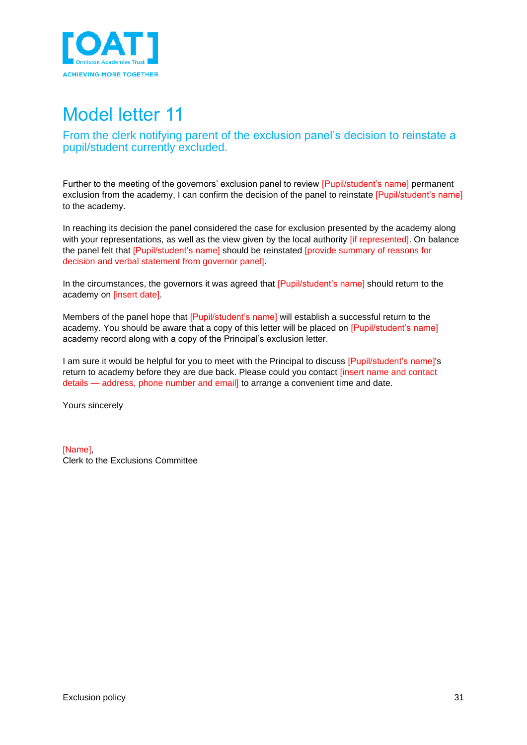# Model letter 11

## From the clerk notifying parent of the exclusion panel's decision to reinstate a pupil/student currently excluded.

Further to the meeting of the governors' exclusion panel to review [Pupil/student's name] permanent exclusion from the academy, I can confirm the decision of the panel to reinstate [Pupil/student's name] to the academy.

In reaching its decision the panel considered the case for exclusion presented by the academy along with your representations, as well as the view given by the local authority [if represented]. On balance the panel felt that [Pupil/student's name] should be reinstated [provide summary of reasons for decision and verbal statement from governor panel].

In the circumstances, the governors it was agreed that [Pupil/student's name] should return to the academy on [insert date].

Members of the panel hope that [Pupil/student's name] will establish a successful return to the academy. You should be aware that a copy of this letter will be placed on [Pupil/student's name] academy record along with a copy of the Principal's exclusion letter.

I am sure it would be helpful for you to meet with the Principal to discuss [Pupil/student's name]'s return to academy before they are due back. Please could you contact [insert name and contact details — address, phone number and email] to arrange a convenient time and date.

Yours sincerely

[Name],
Clerk to the Exclusions Committee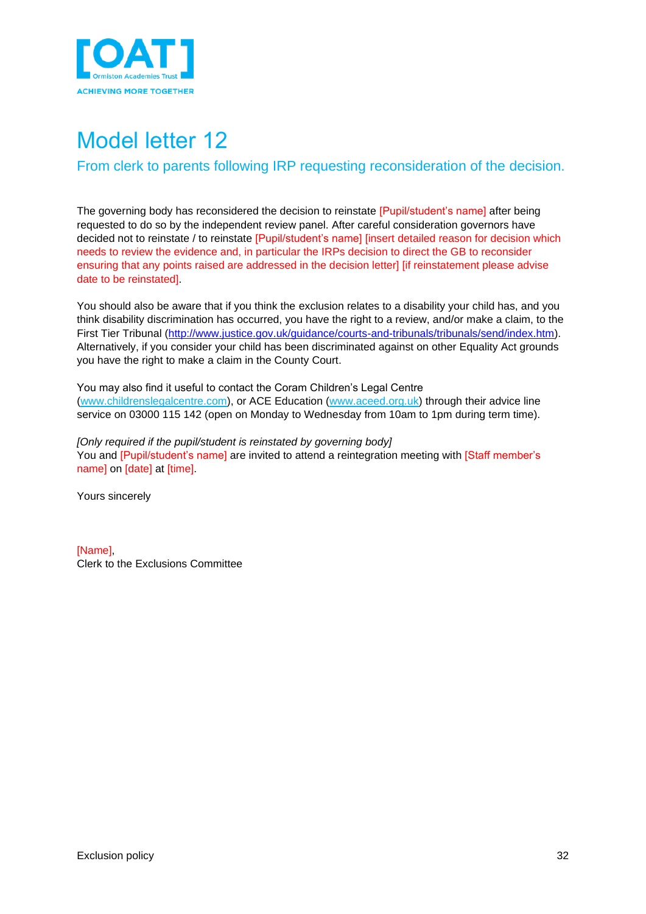# Model letter 12

## From clerk to parents following IRP requesting reconsideration of the decision.

The governing body has reconsidered the decision to reinstate [Pupil/student's name] after being requested to do so by the independent review panel. After careful consideration governors have decided not to reinstate / to reinstate [Pupil/student's name] [insert detailed reason for decision which needs to review the evidence and, in particular the IRPs decision to direct the GB to reconsider ensuring that any points raised are addressed in the decision letter] [if reinstatement please advise date to be reinstated].

You should also be aware that if you think the exclusion relates to a disability your child has, and you think disability discrimination has occurred, you have the right to a review, and/or make a claim, to the First Tier Tribunal (http://www.justice.gov.uk/guidance/courts-and-tribunals/tribunals/send/index.htm). Alternatively, if you consider your child has been discriminated against on other Equality Act grounds you have the right to make a claim in the County Court.

You may also find it useful to contact the Coram Children's Legal Centre (www.childrenslegalcentre.com), or ACE Education (www.aceed.org.uk) through their advice line service on 03000 115 142 (open on Monday to Wednesday from 10am to 1pm during term time).

*[Only required if the pupil/student is reinstated by governing body]*
You and [Pupil/student's name] are invited to attend a reintegration meeting with [Staff member's name] on [date] at [time].

Yours sincerely

[Name],
Clerk to the Exclusions Committee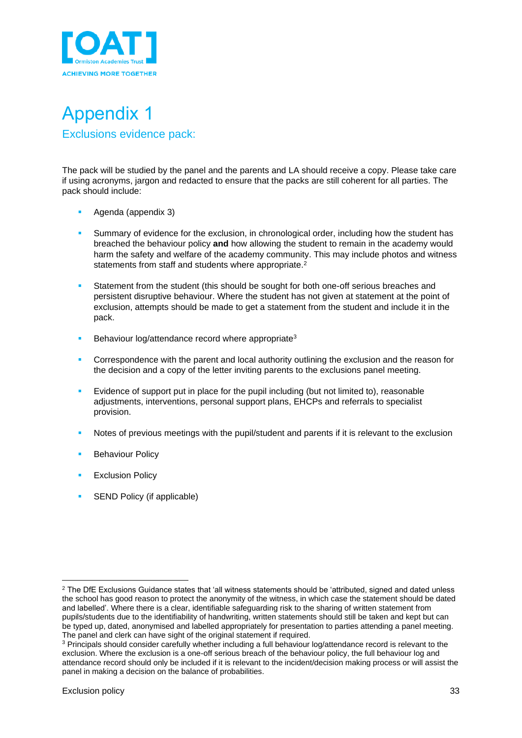# Appendix 1

## Exclusions evidence pack:

The pack will be studied by the panel and the parents and LA should receive a copy. Please take care if using acronyms, jargon and redacted to ensure that the packs are still coherent for all parties. The pack should include:

- Agenda (appendix 3)
- Summary of evidence for the exclusion, in chronological order, including how the student has breached the behaviour policy **and** how allowing the student to remain in the academy would harm the safety and welfare of the academy community. This may include photos and witness statements from staff and students where appropriate.[2]
- Statement from the student (this should be sought for both one-off serious breaches and persistent disruptive behaviour. Where the student has not given at statement at the point of exclusion, attempts should be made to get a statement from the student and include it in the pack.
- Behaviour log/attendance record where appropriate[3]
- Correspondence with the parent and local authority outlining the exclusion and the reason for the decision and a copy of the letter inviting parents to the exclusions panel meeting.
- Evidence of support put in place for the pupil including (but not limited to), reasonable adjustments, interventions, personal support plans, EHCPs and referrals to specialist provision.
- Notes of previous meetings with the pupil/student and parents if it is relevant to the exclusion
- Behaviour Policy
- Exclusion Policy
- SEND Policy (if applicable)

---

[2] The DfE Exclusions Guidance states that 'all witness statements should be 'attributed, signed and dated unless the school has good reason to protect the anonymity of the witness, in which case the statement should be dated and labelled'. Where there is a clear, identifiable safeguarding risk to the sharing of written statement from pupils/students due to the identifiability of handwriting, written statements should still be taken and kept but can be typed up, dated, anonymised and labelled appropriately for presentation to parties attending a panel meeting. The panel and clerk can have sight of the original statement if required.

[3] Principals should consider carefully whether including a full behaviour log/attendance record is relevant to the exclusion. Where the exclusion is a one-off serious breach of the behaviour policy, the full behaviour log and attendance record should only be included if it is relevant to the incident/decision making process or will assist the panel in making a decision on the balance of probabilities.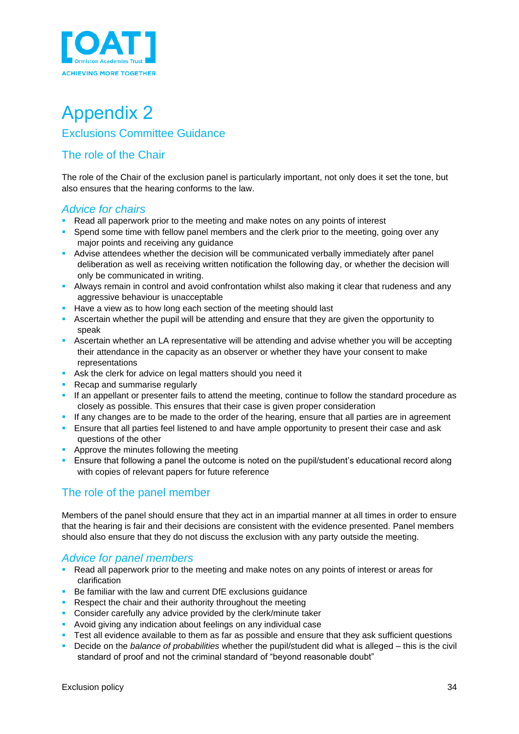# Appendix 2

## Exclusions Committee Guidance

## The role of the Chair

The role of the Chair of the exclusion panel is particularly important, not only does it set the tone, but also ensures that the hearing conforms to the law.

### *Advice for chairs*

- Read all paperwork prior to the meeting and make notes on any points of interest
- Spend some time with fellow panel members and the clerk prior to the meeting, going over any major points and receiving any guidance
- Advise attendees whether the decision will be communicated verbally immediately after panel deliberation as well as receiving written notification the following day, or whether the decision will only be communicated in writing.
- Always remain in control and avoid confrontation whilst also making it clear that rudeness and any aggressive behaviour is unacceptable
- Have a view as to how long each section of the meeting should last
- Ascertain whether the pupil will be attending and ensure that they are given the opportunity to speak
- Ascertain whether an LA representative will be attending and advise whether you will be accepting their attendance in the capacity as an observer or whether they have your consent to make representations
- Ask the clerk for advice on legal matters should you need it
- Recap and summarise regularly
- If an appellant or presenter fails to attend the meeting, continue to follow the standard procedure as closely as possible. This ensures that their case is given proper consideration
- If any changes are to be made to the order of the hearing, ensure that all parties are in agreement
- Ensure that all parties feel listened to and have ample opportunity to present their case and ask questions of the other
- Approve the minutes following the meeting
- Ensure that following a panel the outcome is noted on the pupil/student's educational record along with copies of relevant papers for future reference

## The role of the panel member

Members of the panel should ensure that they act in an impartial manner at all times in order to ensure that the hearing is fair and their decisions are consistent with the evidence presented. Panel members should also ensure that they do not discuss the exclusion with any party outside the meeting.

### *Advice for panel members*

- Read all paperwork prior to the meeting and make notes on any points of interest or areas for clarification
- Be familiar with the law and current DfE exclusions guidance
- Respect the chair and their authority throughout the meeting
- Consider carefully any advice provided by the clerk/minute taker
- Avoid giving any indication about feelings on any individual case
- Test all evidence available to them as far as possible and ensure that they ask sufficient questions
- Decide on the *balance of probabilities* whether the pupil/student did what is alleged – this is the civil standard of proof and not the criminal standard of "beyond reasonable doubt"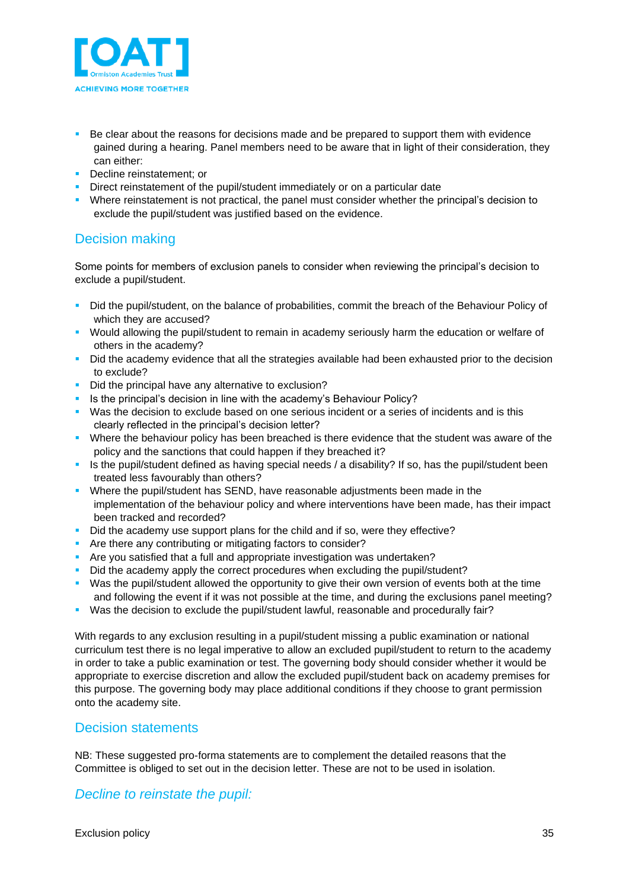- Be clear about the reasons for decisions made and be prepared to support them with evidence gained during a hearing. Panel members need to be aware that in light of their consideration, they can either:
- Decline reinstatement; or
- Direct reinstatement of the pupil/student immediately or on a particular date
- Where reinstatement is not practical, the panel must consider whether the principal's decision to exclude the pupil/student was justified based on the evidence.

## Decision making

Some points for members of exclusion panels to consider when reviewing the principal's decision to exclude a pupil/student.

- Did the pupil/student, on the balance of probabilities, commit the breach of the Behaviour Policy of which they are accused?
- Would allowing the pupil/student to remain in academy seriously harm the education or welfare of others in the academy?
- Did the academy evidence that all the strategies available had been exhausted prior to the decision to exclude?
- Did the principal have any alternative to exclusion?
- Is the principal's decision in line with the academy's Behaviour Policy?
- Was the decision to exclude based on one serious incident or a series of incidents and is this clearly reflected in the principal's decision letter?
- Where the behaviour policy has been breached is there evidence that the student was aware of the policy and the sanctions that could happen if they breached it?
- Is the pupil/student defined as having special needs / a disability? If so, has the pupil/student been treated less favourably than others?
- Where the pupil/student has SEND, have reasonable adjustments been made in the implementation of the behaviour policy and where interventions have been made, has their impact been tracked and recorded?
- Did the academy use support plans for the child and if so, were they effective?
- Are there any contributing or mitigating factors to consider?
- Are you satisfied that a full and appropriate investigation was undertaken?
- Did the academy apply the correct procedures when excluding the pupil/student?
- Was the pupil/student allowed the opportunity to give their own version of events both at the time and following the event if it was not possible at the time, and during the exclusions panel meeting?
- Was the decision to exclude the pupil/student lawful, reasonable and procedurally fair?

With regards to any exclusion resulting in a pupil/student missing a public examination or national curriculum test there is no legal imperative to allow an excluded pupil/student to return to the academy in order to take a public examination or test. The governing body should consider whether it would be appropriate to exercise discretion and allow the excluded pupil/student back on academy premises for this purpose. The governing body may place additional conditions if they choose to grant permission onto the academy site.

## Decision statements

NB: These suggested pro-forma statements are to complement the detailed reasons that the Committee is obliged to set out in the decision letter. These are not to be used in isolation.

### *Decline to reinstate the pupil:*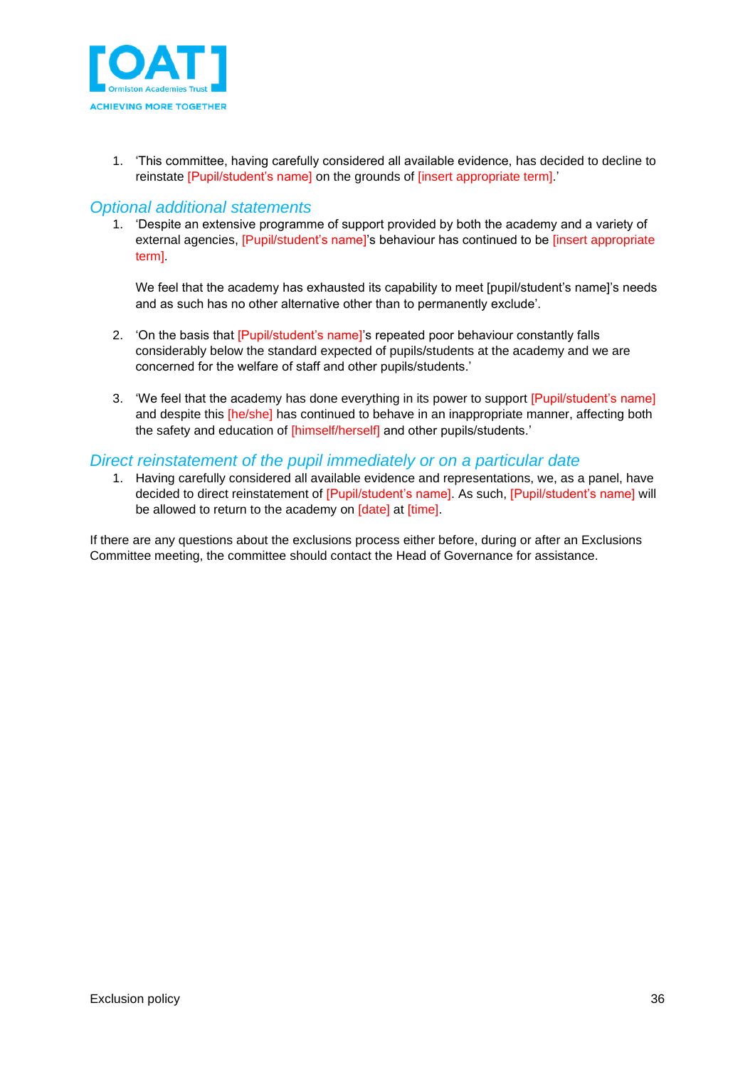1. 'This committee, having carefully considered all available evidence, has decided to decline to reinstate [Pupil/student's name] on the grounds of [insert appropriate term].'

### *Optional additional statements*

1. 'Despite an extensive programme of support provided by both the academy and a variety of external agencies, [Pupil/student's name]'s behaviour has continued to be [insert appropriate term].

   We feel that the academy has exhausted its capability to meet [pupil/student's name]'s needs and as such has no other alternative other than to permanently exclude'.

2. 'On the basis that [Pupil/student's name]'s repeated poor behaviour constantly falls considerably below the standard expected of pupils/students at the academy and we are concerned for the welfare of staff and other pupils/students.'

3. 'We feel that the academy has done everything in its power to support [Pupil/student's name] and despite this [he/she] has continued to behave in an inappropriate manner, affecting both the safety and education of [himself/herself] and other pupils/students.'

### *Direct reinstatement of the pupil immediately or on a particular date*

1. Having carefully considered all available evidence and representations, we, as a panel, have decided to direct reinstatement of [Pupil/student's name]. As such, [Pupil/student's name] will be allowed to return to the academy on [date] at [time].

If there are any questions about the exclusions process either before, during or after an Exclusions Committee meeting, the committee should contact the Head of Governance for assistance.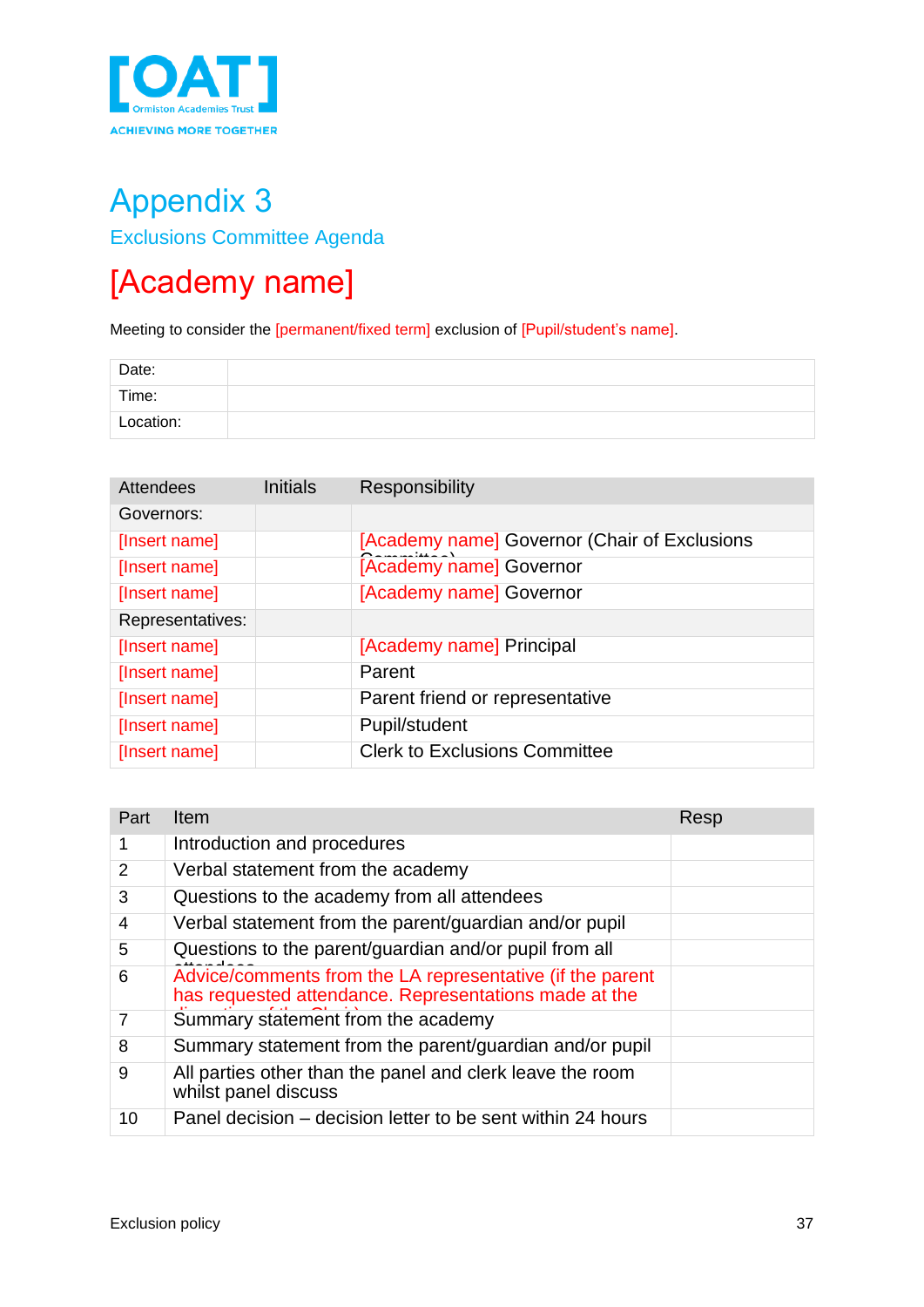# Appendix 3

## Exclusions Committee Agenda

# [Academy name]

Meeting to consider the [permanent/fixed term] exclusion of [Pupil/student's name].

| Date: | |
|---|---|
| Time: | |
| Location: | |

| Attendees | Initials | Responsibility |
|---|---|---|
| Governors: | | |
| [Insert name] | | [Academy name] Governor (Chair of Exclusions Committee) |
| [Insert name] | | [Academy name] Governor |
| [Insert name] | | [Academy name] Governor |
| Representatives: | | |
| [Insert name] | | [Academy name] Principal |
| [Insert name] | | Parent |
| [Insert name] | | Parent friend or representative |
| [Insert name] | | Pupil/student |
| [Insert name] | | Clerk to Exclusions Committee |

| Part | Item | Resp |
|---|---|---|
| 1 | Introduction and procedures | |
| 2 | Verbal statement from the academy | |
| 3 | Questions to the academy from all attendees | |
| 4 | Verbal statement from the parent/guardian and/or pupil | |
| 5 | Questions to the parent/guardian and/or pupil from all attendees | |
| 6 | Advice/comments from the LA representative (if the parent has requested attendance. Representations made at the discretion of the Chair) | |
| 7 | Summary statement from the academy | |
| 8 | Summary statement from the parent/guardian and/or pupil | |
| 9 | All parties other than the panel and clerk leave the room whilst panel discuss | |
| 10 | Panel decision – decision letter to be sent within 24 hours | |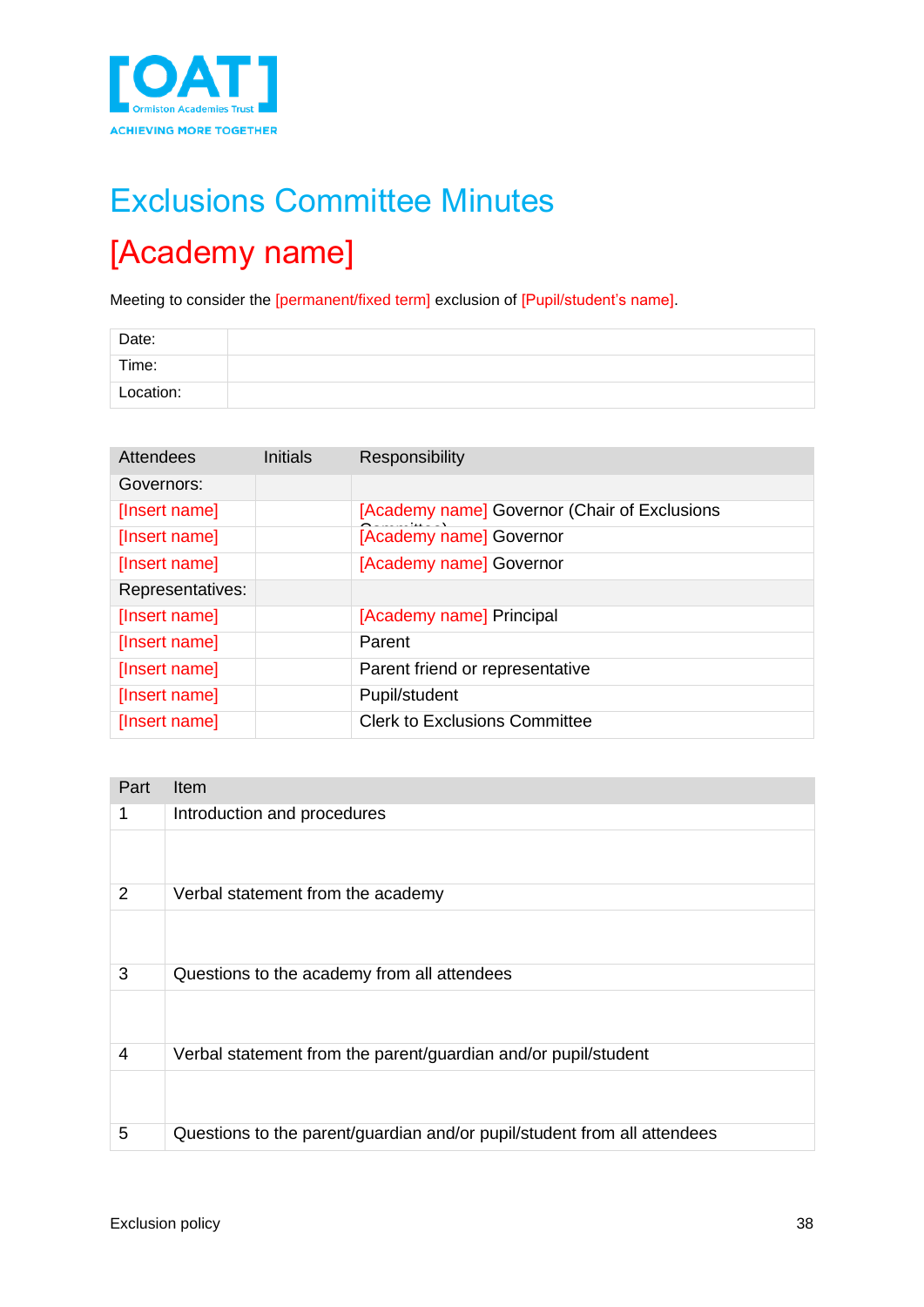# Exclusions Committee Minutes

# [Academy name]

Meeting to consider the [permanent/fixed term] exclusion of [Pupil/student's name].

| Date: | |
|---|---|
| Time: | |
| Location: | |

| Attendees | Initials | Responsibility |
|---|---|---|
| Governors: | | |
| [Insert name] | | [Academy name] Governor (Chair of Exclusions Committee) |
| [Insert name] | | [Academy name] Governor |
| [Insert name] | | [Academy name] Governor |
| Representatives: | | |
| [Insert name] | | [Academy name] Principal |
| [Insert name] | | Parent |
| [Insert name] | | Parent friend or representative |
| [Insert name] | | Pupil/student |
| [Insert name] | | Clerk to Exclusions Committee |

| Part | Item |
|---|---|
| 1 | Introduction and procedures |
| | |
| 2 | Verbal statement from the academy |
| | |
| 3 | Questions to the academy from all attendees |
| | |
| 4 | Verbal statement from the parent/guardian and/or pupil/student |
| | |
| 5 | Questions to the parent/guardian and/or pupil/student from all attendees |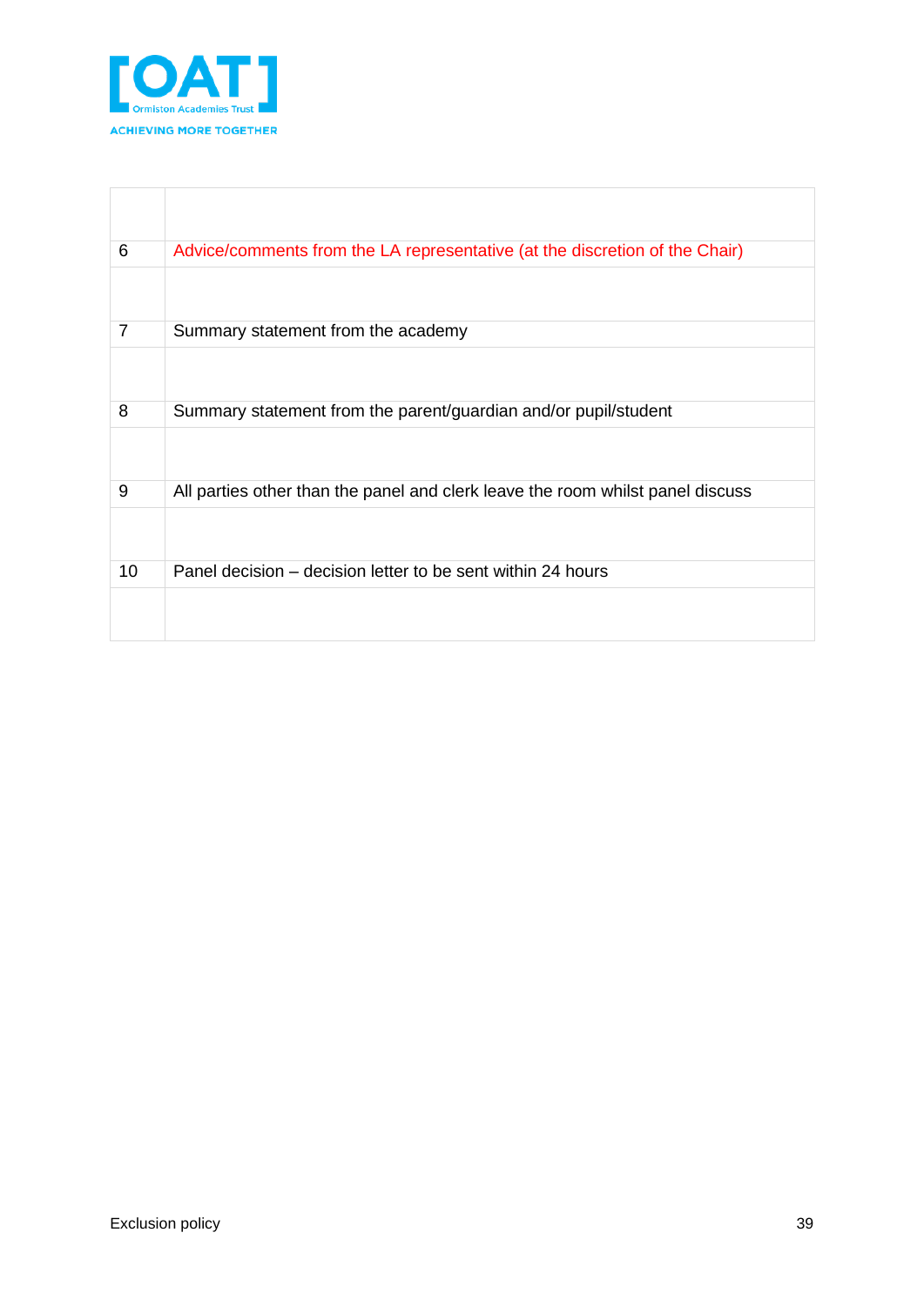| | |
|---|---|
| | |
| 6 | Advice/comments from the LA representative (at the discretion of the Chair) |
| | |
| 7 | Summary statement from the academy |
| | |
| 8 | Summary statement from the parent/guardian and/or pupil/student |
| | |
| 9 | All parties other than the panel and clerk leave the room whilst panel discuss |
| | |
| 10 | Panel decision – decision letter to be sent within 24 hours |
| | |